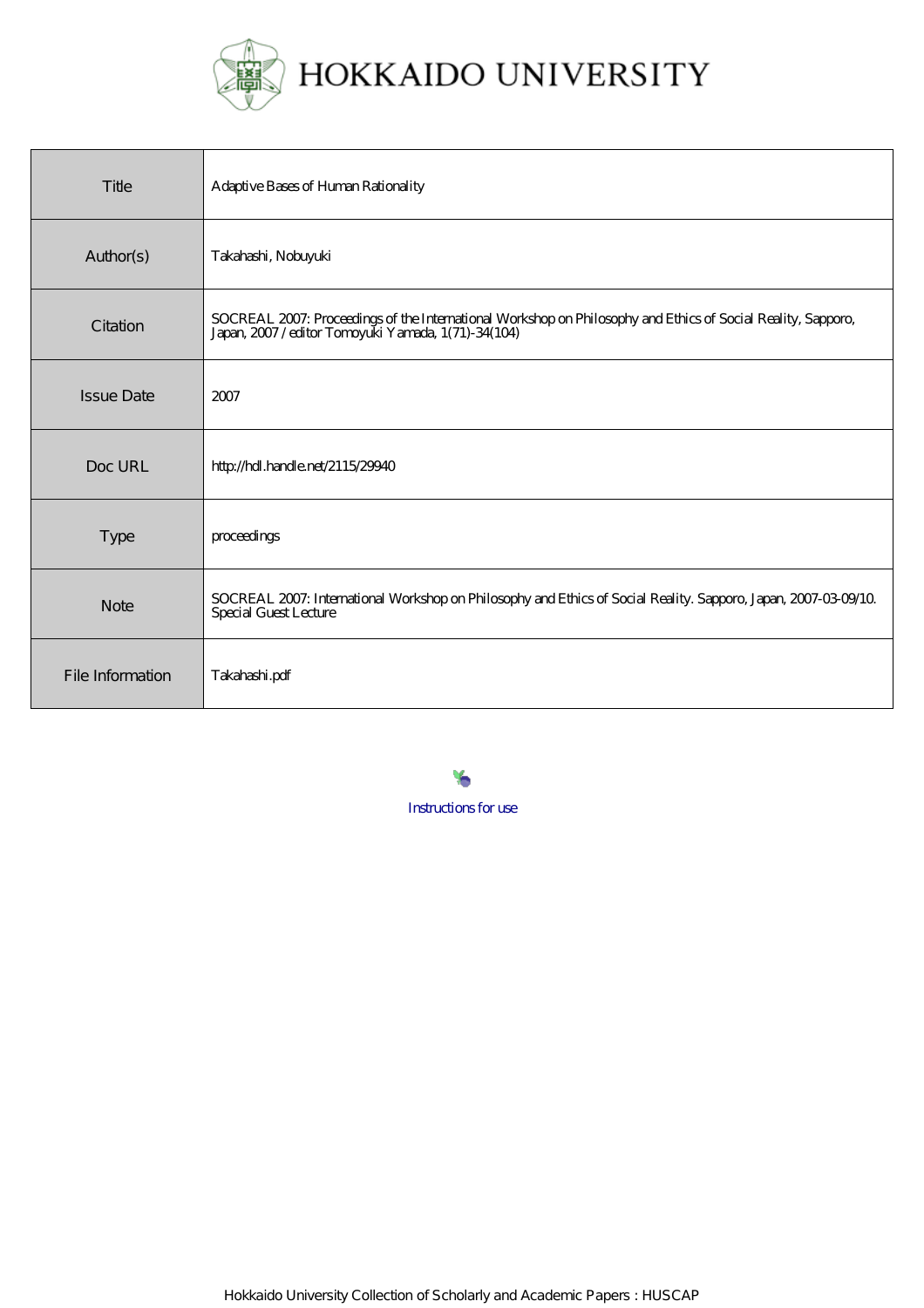# HOKKAIDO UNIVERSITY

| Title | Adaptive Bases of Human Rationality |
|---|---|
| Author(s) | Takahashi, Nobuyuki |
| Citation | SOCREAL 2007: Proceedings of the International Workshop on Philosophy and Ethics of Social Reality, Sapporo, Japan, 2007 / editor Tomoyuki Yamada, 1(71)-34(104) |
| Issue Date | 2007 |
| Doc URL | http://hdl.handle.net/2115/29940 |
| Type | proceedings |
| Note | SOCREAL 2007: International Workshop on Philosophy and Ethics of Social Reality. Sapporo, Japan, 2007-03-09/10. Special Guest Lecture |
| File Information | Takahashi.pdf |

Instructions for use

Hokkaido University Collection of Scholarly and Academic Papers : HUSCAP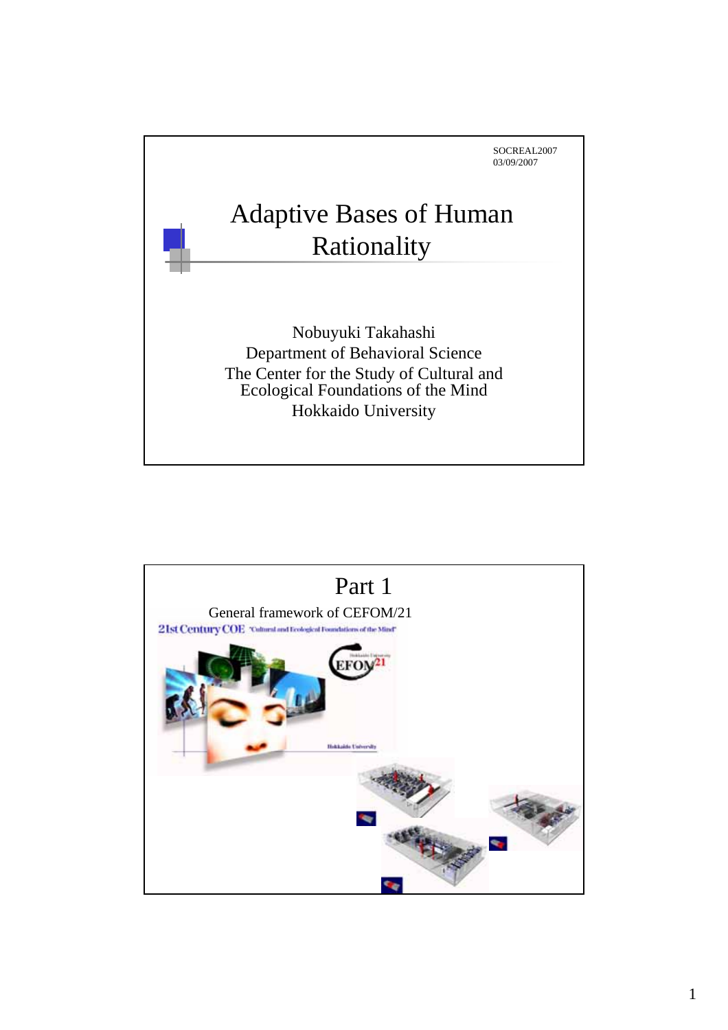SOCREAL2007
03/09/2007

# Adaptive Bases of Human Rationality

Nobuyuki Takahashi
Department of Behavioral Science
The Center for the Study of Cultural and Ecological Foundations of the Mind
Hokkaido University

# Part 1

General framework of CEFOM/21

21st Century COE "Cultural and Ecological Foundations of the Mind"

CEFOM21

Hokkaido University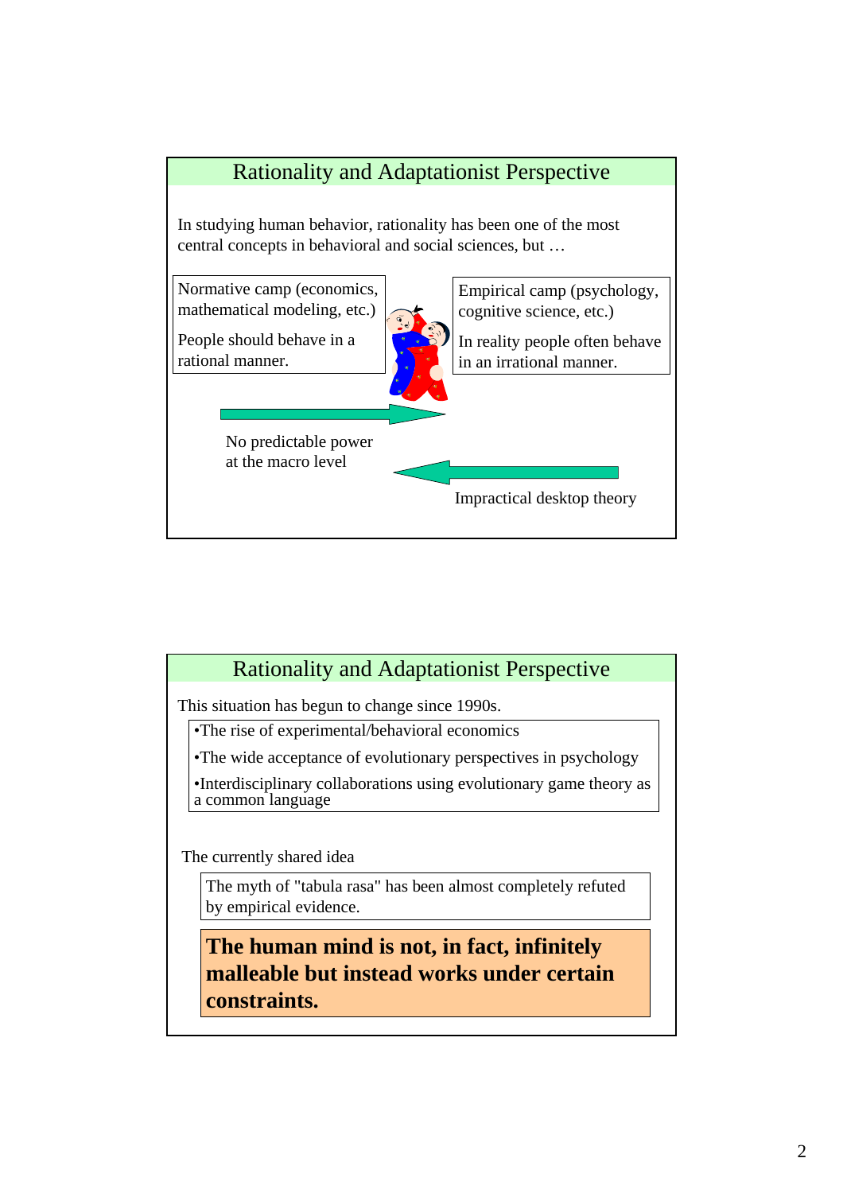## Rationality and Adaptationist Perspective

In studying human behavior, rationality has been one of the most central concepts in behavioral and social sciences, but …

Normative camp (economics, mathematical modeling, etc.)

People should behave in a rational manner.

Empirical camp (psychology, cognitive science, etc.)

In reality people often behave in an irrational manner.

No predictable power at the macro level

Impractical desktop theory

## Rationality and Adaptationist Perspective

This situation has begun to change since 1990s.

- The rise of experimental/behavioral economics
- The wide acceptance of evolutionary perspectives in psychology
- Interdisciplinary collaborations using evolutionary game theory as a common language

The currently shared idea

The myth of "tabula rasa" has been almost completely refuted by empirical evidence.

**The human mind is not, in fact, infinitely malleable but instead works under certain constraints.**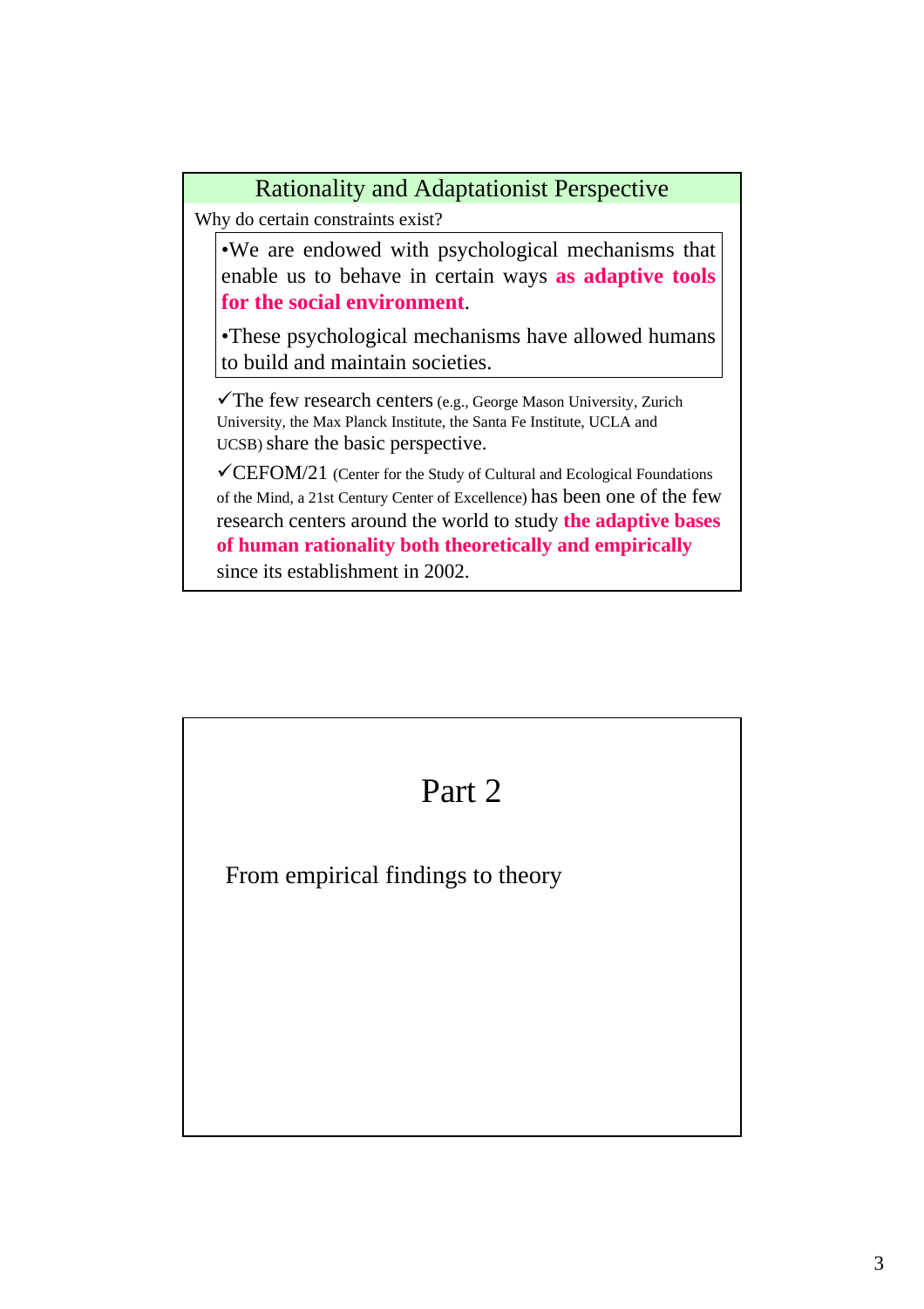## Rationality and Adaptationist Perspective

Why do certain constraints exist?

- We are endowed with psychological mechanisms that enable us to behave in certain ways **as adaptive tools for the social environment**.
- These psychological mechanisms have allowed humans to build and maintain societies.

✓The few research centers (e.g., George Mason University, Zurich University, the Max Planck Institute, the Santa Fe Institute, UCLA and UCSB) share the basic perspective.

✓CEFOM/21 (Center for the Study of Cultural and Ecological Foundations of the Mind, a 21st Century Center of Excellence) has been one of the few research centers around the world to study **the adaptive bases of human rationality both theoretically and empirically** since its establishment in 2002.

## Part 2

From empirical findings to theory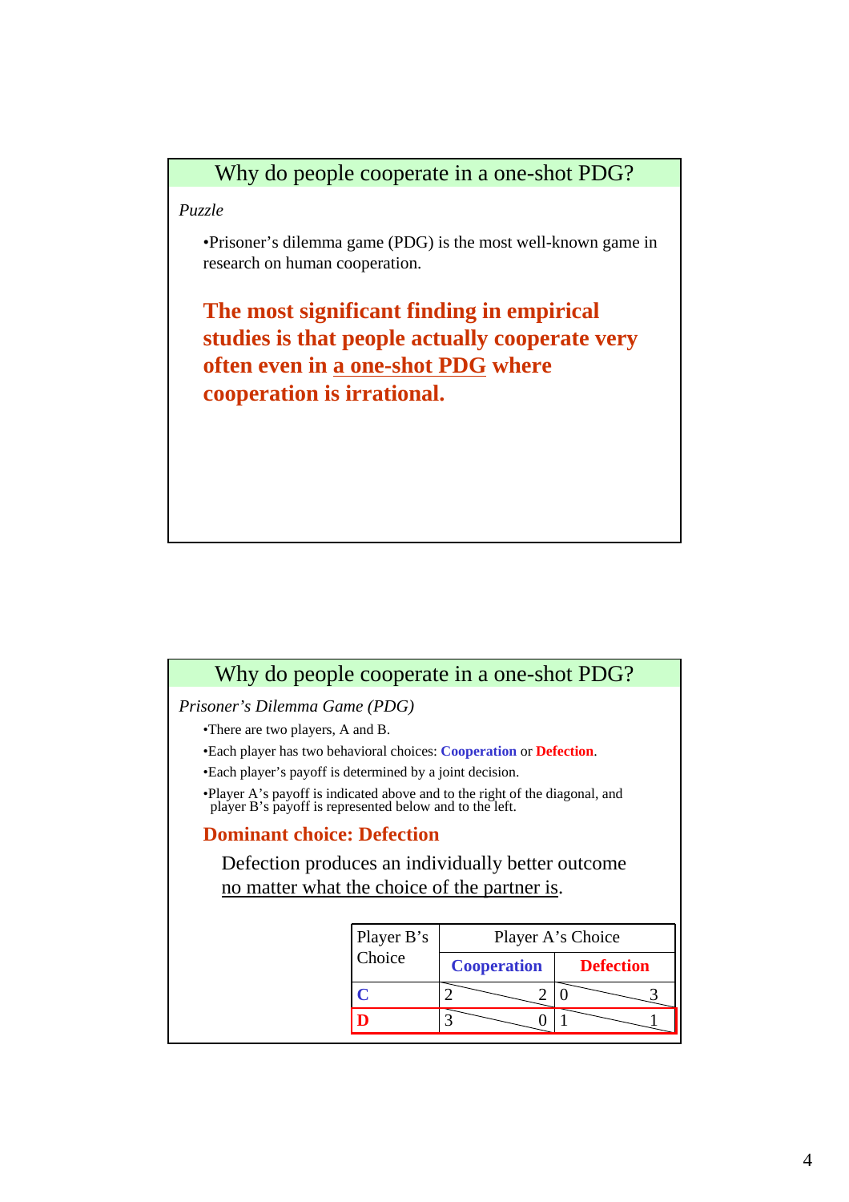## Why do people cooperate in a one-shot PDG?

*Puzzle*

- Prisoner's dilemma game (PDG) is the most well-known game in research on human cooperation.

**The most significant finding in empirical studies is that people actually cooperate very often even in a one-shot PDG where cooperation is irrational.**

## Why do people cooperate in a one-shot PDG?

*Prisoner's Dilemma Game (PDG)*

- There are two players, A and B.
- Each player has two behavioral choices: **Cooperation** or **Defection**.
- Each player's payoff is determined by a joint decision.
- Player A's payoff is indicated above and to the right of the diagonal, and player B's payoff is represented below and to the left.

**Dominant choice: Defection**

Defection produces an individually better outcome no matter what the choice of the partner is.

| Player B's Choice | Player A's Choice | |
|---|---|---|
| | **Cooperation** | **Defection** |
| **C** | 2 \ 2 | 0 \ 3 |
| **D** | 3 \ 0 | 1 \ 1 |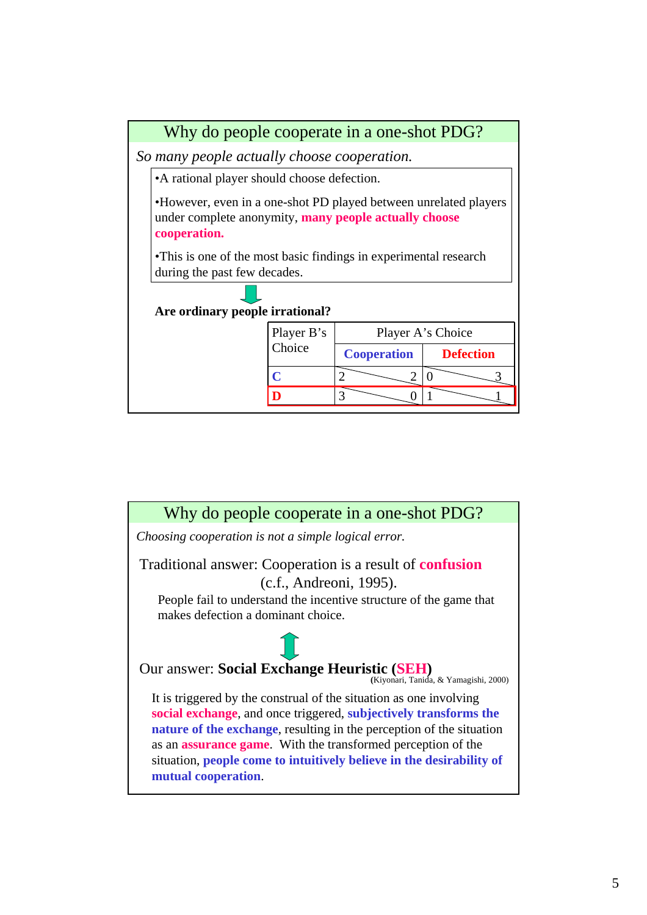## Why do people cooperate in a one-shot PDG?

*So many people actually choose cooperation.*

- A rational player should choose defection.
- However, even in a one-shot PD played between unrelated players under complete anonymity, **many people actually choose cooperation.**
- This is one of the most basic findings in experimental research during the past few decades.

**Are ordinary people irrational?**

| Player B's Choice | Player A's Choice | |
|---|---|---|
| | **Cooperation** | **Defection** |
| **C** | 2 / 2 | 0 / 3 |
| **D** | 3 / 0 | 1 / 1 |

## Why do people cooperate in a one-shot PDG?

*Choosing cooperation is not a simple logical error.*

Traditional answer: Cooperation is a result of **confusion** (c.f., Andreoni, 1995).

People fail to understand the incentive structure of the game that makes defection a dominant choice.

Our answer: **Social Exchange Heuristic (SEH)** (Kiyonari, Tanida, & Yamagishi, 2000)

It is triggered by the construal of the situation as one involving **social exchange**, and once triggered, **subjectively transforms the nature of the exchange**, resulting in the perception of the situation as an **assurance game**. With the transformed perception of the situation, **people come to intuitively believe in the desirability of mutual cooperation**.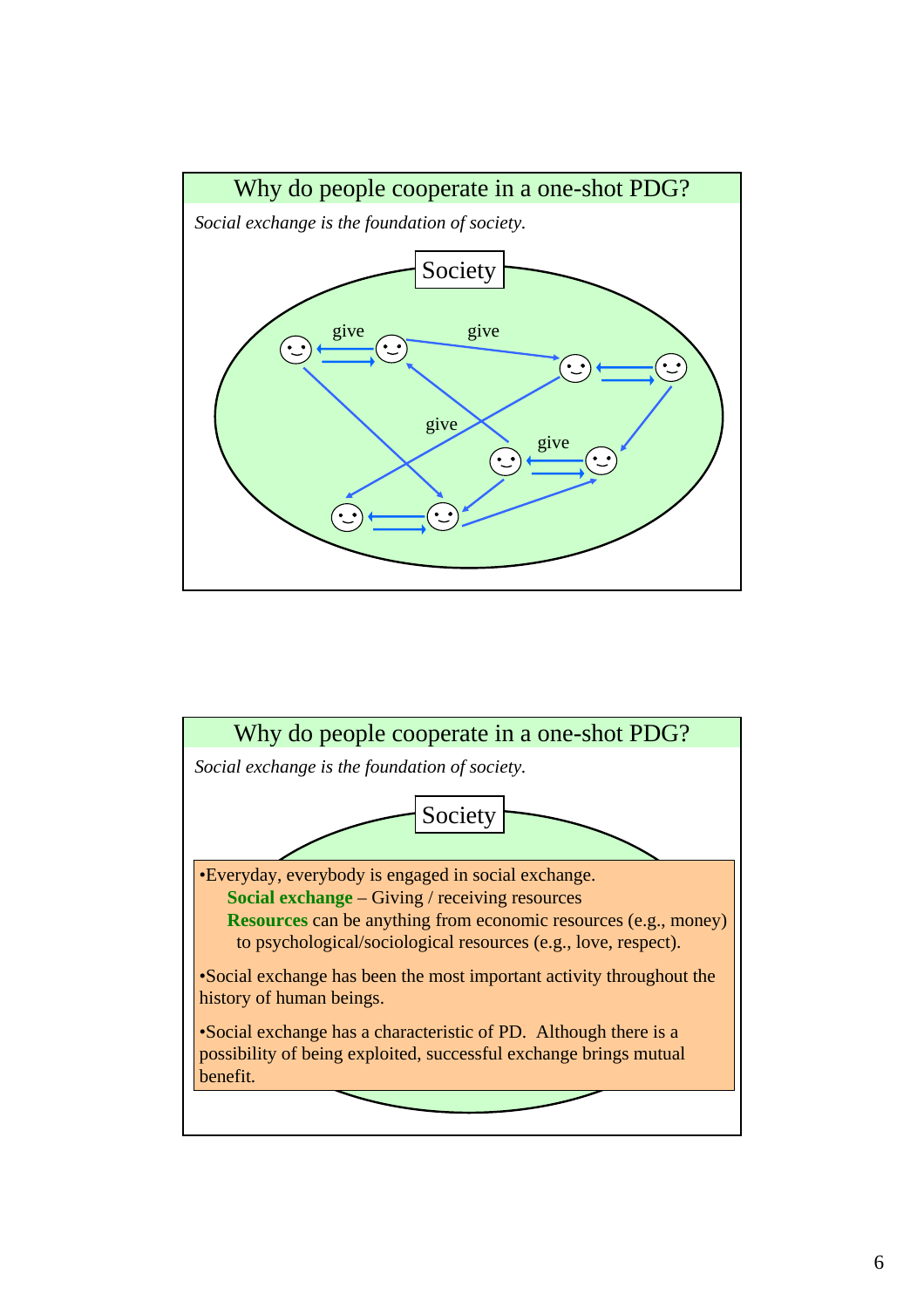## Why do people cooperate in a one-shot PDG?

*Social exchange is the foundation of society.*

Society

give give give give

## Why do people cooperate in a one-shot PDG?

*Social exchange is the foundation of society.*

Society

- Everyday, everybody is engaged in social exchange.
  - **Social exchange** – Giving / receiving resources
  - **Resources** can be anything from economic resources (e.g., money) to psychological/sociological resources (e.g., love, respect).
- Social exchange has been the most important activity throughout the history of human beings.
- Social exchange has a characteristic of PD. Although there is a possibility of being exploited, successful exchange brings mutual benefit.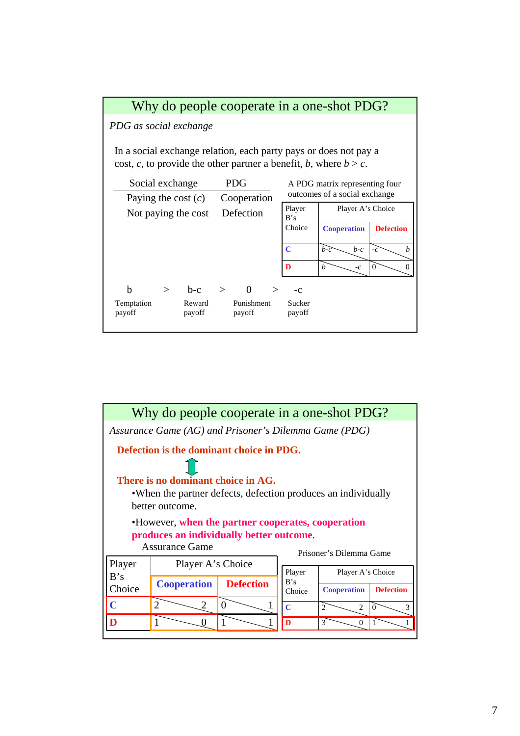## Why do people cooperate in a one-shot PDG?

*PDG as social exchange*

In a social exchange relation, each party pays or does not pay a cost, $c$, to provide the other partner a benefit, $b$, where $b > c$.

| Social exchange | PDG |
|---|---|
| Paying the cost ($c$) | Cooperation |
| Not paying the cost | Defection |

A PDG matrix representing four outcomes of a social exchange

| Player B's Choice | Player A's Choice: Cooperation | Player A's Choice: Defection |
|---|---|---|
| C | $b-c$ \ $b-c$ | $-c$ \ $b$ |
| D | $b$ \ $-c$ | 0 \ 0 |

| b | > | b-c | > | 0 | > | -c |
|---|---|---|---|---|---|---|
| Temptation payoff | | Reward payoff | | Punishment payoff | | Sucker payoff |

## Why do people cooperate in a one-shot PDG?

*Assurance Game (AG) and Prisoner's Dilemma Game (PDG)*

**Defection is the dominant choice in PDG.**

⇕

**There is no dominant choice in AG.**

- When the partner defects, defection produces an individually better outcome.
- However, **when the partner cooperates, cooperation produces an individually better outcome**.

Assurance Game

| Player B's Choice | Player A's Choice: Cooperation | Player A's Choice: Defection |
|---|---|---|
| C | 2 \ 2 | 0 \ 1 |
| D | 1 \ 0 | 1 \ 1 |

Prisoner's Dilemma Game

| Player B's Choice | Player A's Choice: Cooperation | Player A's Choice: Defection |
|---|---|---|
| C | 2 \ 2 | 0 \ 3 |
| D | 3 \ 0 | 1 \ 1 |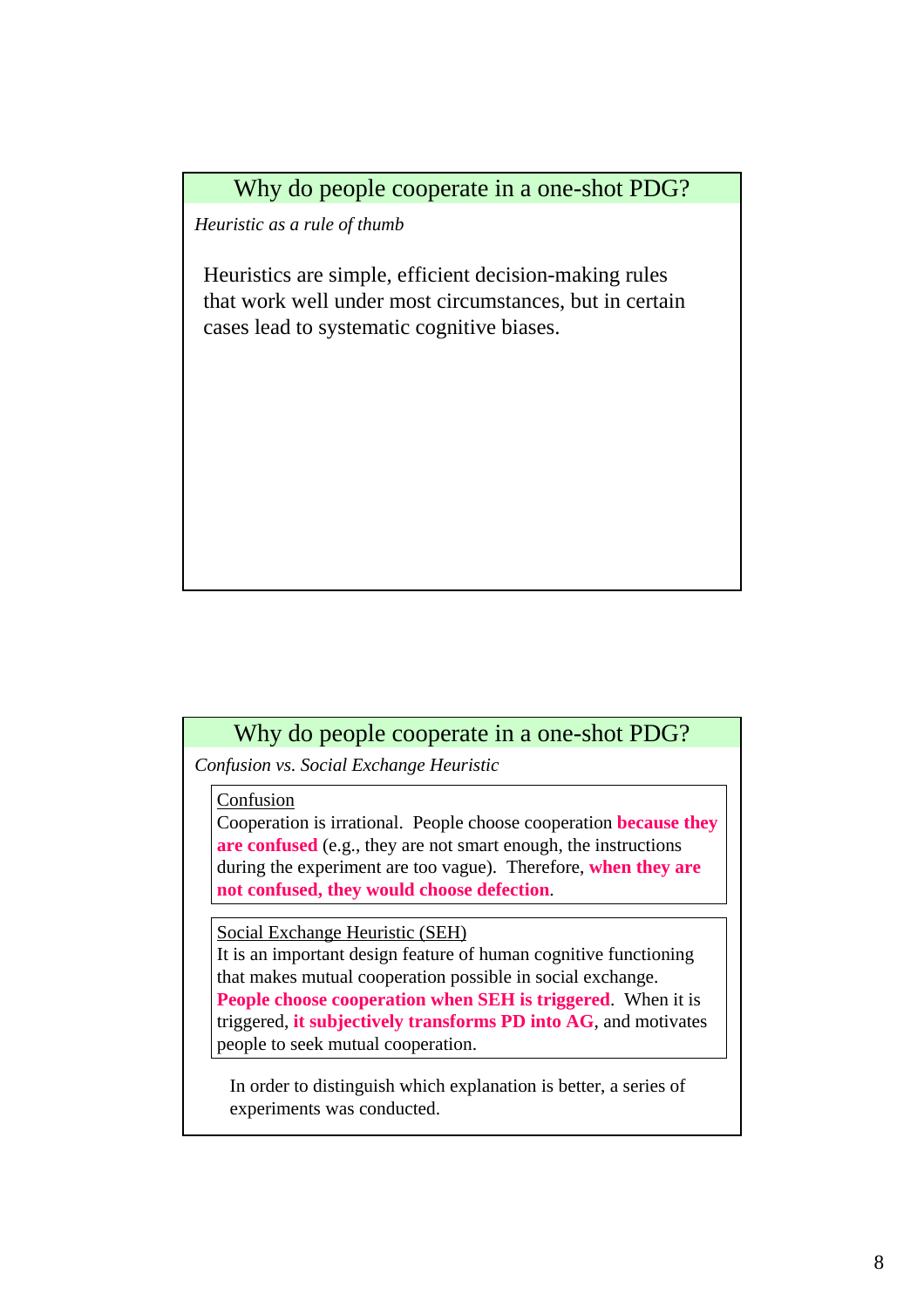## Why do people cooperate in a one-shot PDG?

*Heuristic as a rule of thumb*

Heuristics are simple, efficient decision-making rules that work well under most circumstances, but in certain cases lead to systematic cognitive biases.

## Why do people cooperate in a one-shot PDG?

*Confusion vs. Social Exchange Heuristic*

Confusion

Cooperation is irrational. People choose cooperation **because they are confused** (e.g., they are not smart enough, the instructions during the experiment are too vague). Therefore, **when they are not confused, they would choose defection**.

Social Exchange Heuristic (SEH)

It is an important design feature of human cognitive functioning that makes mutual cooperation possible in social exchange. **People choose cooperation when SEH is triggered**. When it is triggered, **it subjectively transforms PD into AG**, and motivates people to seek mutual cooperation.

In order to distinguish which explanation is better, a series of experiments was conducted.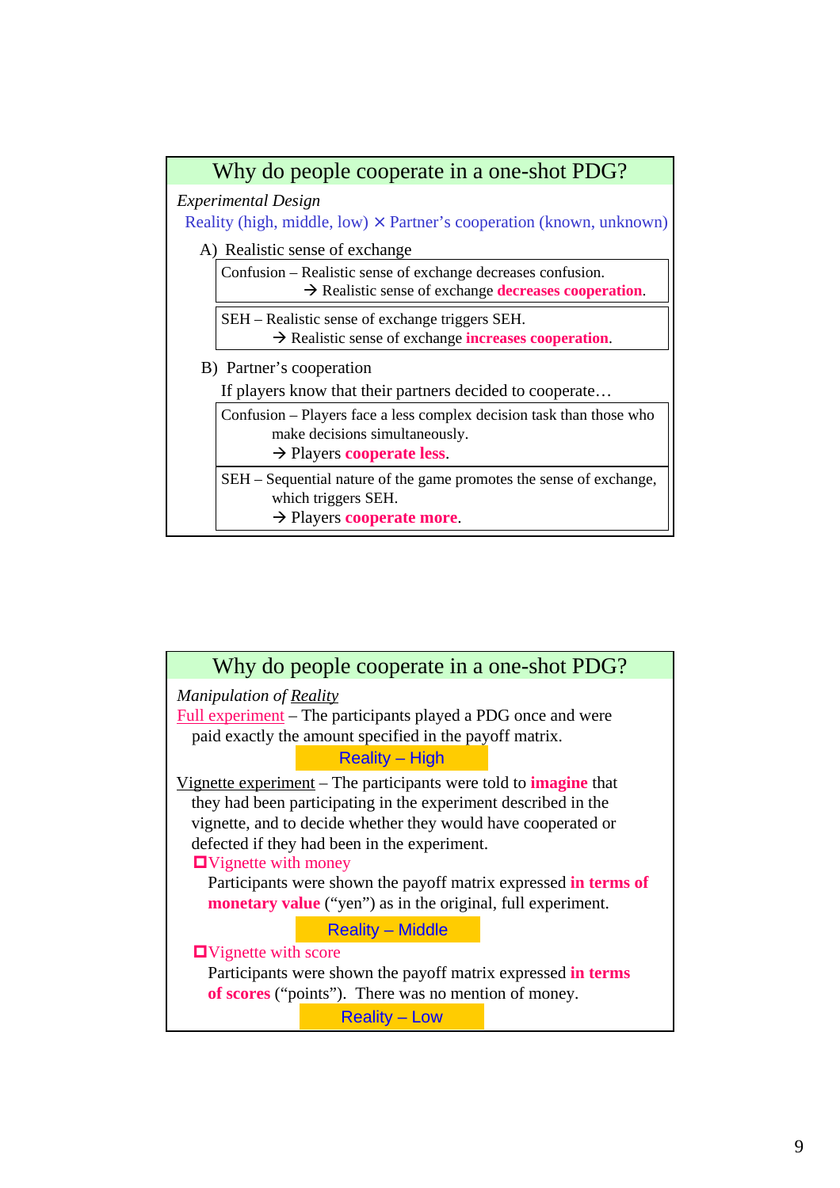## Why do people cooperate in a one-shot PDG?

*Experimental Design*

Reality (high, middle, low) × Partner's cooperation (known, unknown)

A) Realistic sense of exchange

Confusion – Realistic sense of exchange decreases confusion.
→ Realistic sense of exchange **decreases cooperation**.

SEH – Realistic sense of exchange triggers SEH.
→ Realistic sense of exchange **increases cooperation**.

B) Partner's cooperation

If players know that their partners decided to cooperate…

Confusion – Players face a less complex decision task than those who make decisions simultaneously.
→ Players **cooperate less**.

SEH – Sequential nature of the game promotes the sense of exchange, which triggers SEH.
→ Players **cooperate more**.

## Why do people cooperate in a one-shot PDG?

*Manipulation of Reality*

Full experiment – The participants played a PDG once and were paid exactly the amount specified in the payoff matrix.

Reality – High

Vignette experiment – The participants were told to **imagine** that they had been participating in the experiment described in the vignette, and to decide whether they would have cooperated or defected if they had been in the experiment.

- Vignette with money
  Participants were shown the payoff matrix expressed **in terms of monetary value** ("yen") as in the original, full experiment.

  Reality – Middle

- Vignette with score
  Participants were shown the payoff matrix expressed **in terms of scores** ("points"). There was no mention of money.

  Reality – Low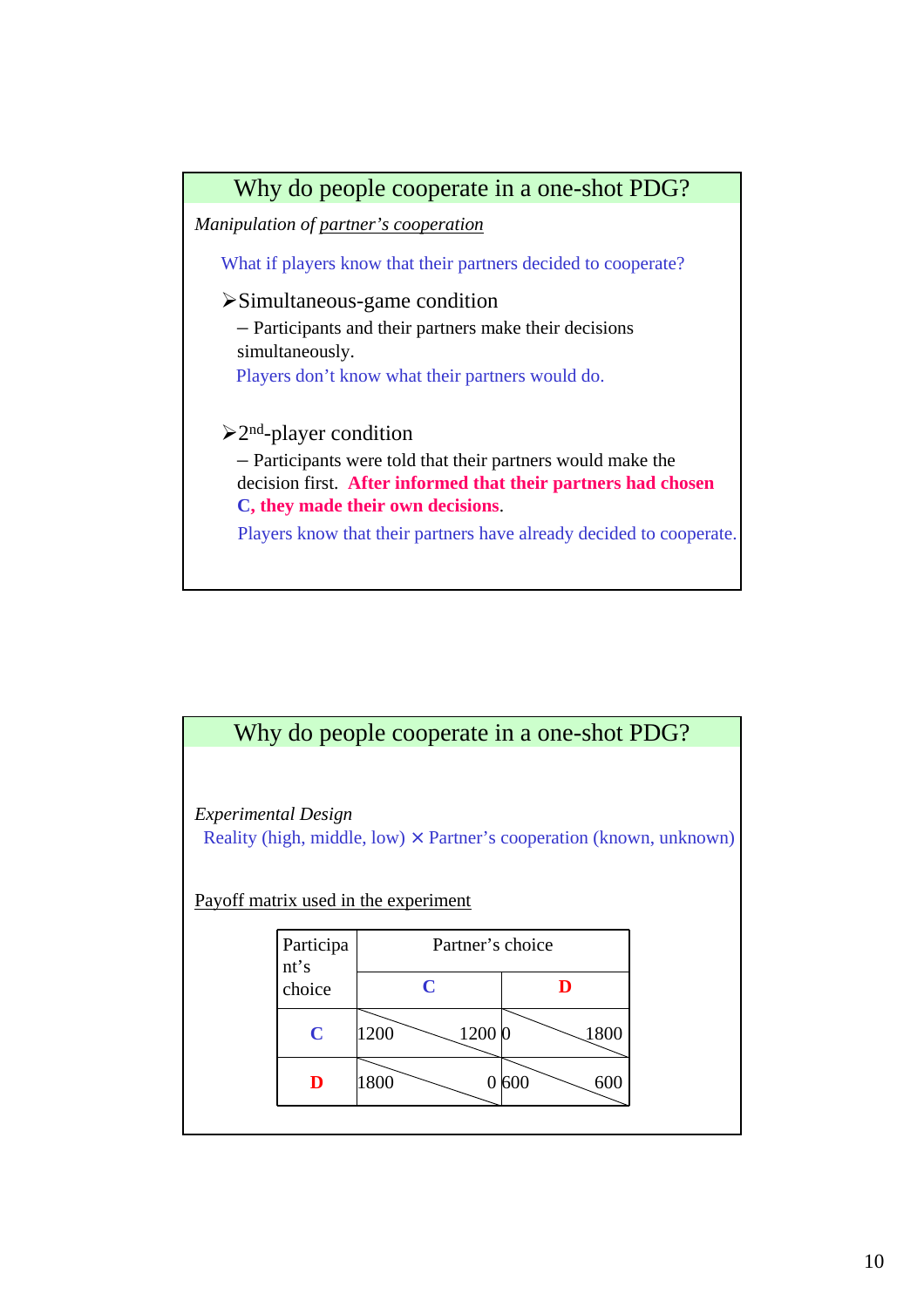## Why do people cooperate in a one-shot PDG?

*Manipulation of partner's cooperation*

What if players know that their partners decided to cooperate?

- Simultaneous-game condition
  - – Participants and their partners make their decisions simultaneously.
  
  Players don't know what their partners would do.

- 2nd-player condition
  - – Participants were told that their partners would make the decision first. **After informed that their partners had chosen C, they made their own decisions**.
  
  Players know that their partners have already decided to cooperate.

## Why do people cooperate in a one-shot PDG?

*Experimental Design*

Reality (high, middle, low) × Partner's cooperation (known, unknown)

Payoff matrix used in the experiment

| Participant's choice | Partner's choice: C | Partner's choice: D |
|---|---|---|
| **C** | 1200 \ 1200 | 0 \ 1800 |
| **D** | 1800 \ 0 | 600 \ 600 |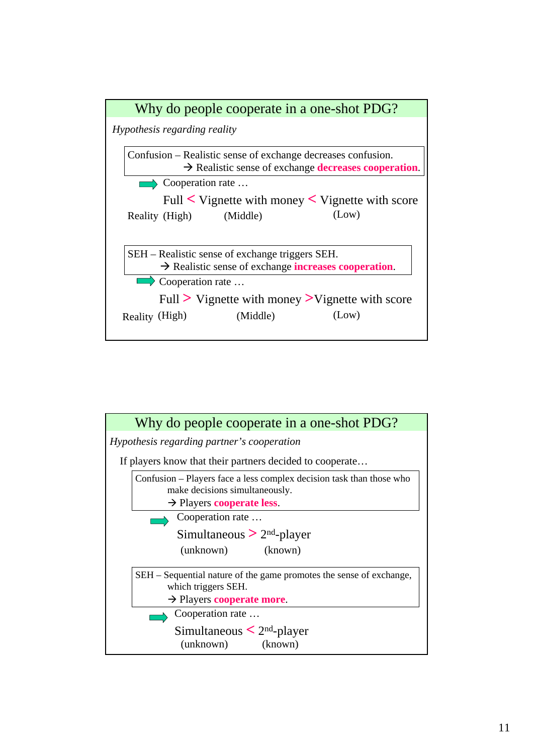## Why do people cooperate in a one-shot PDG?

*Hypothesis regarding reality*

Confusion – Realistic sense of exchange decreases confusion.
→ Realistic sense of exchange **decreases cooperation**.

⇨ Cooperation rate …

Full < Vignette with money < Vignette with score

Reality (High) (Middle) (Low)

SEH – Realistic sense of exchange triggers SEH.
→ Realistic sense of exchange **increases cooperation**.

⇨ Cooperation rate …

Full > Vignette with money > Vignette with score

Reality (High) (Middle) (Low)

## Why do people cooperate in a one-shot PDG?

*Hypothesis regarding partner's cooperation*

If players know that their partners decided to cooperate…

Confusion – Players face a less complex decision task than those who make decisions simultaneously.
→ Players **cooperate less**.

⇨ Cooperation rate …

Simultaneous > 2nd-player
(unknown) (known)

SEH – Sequential nature of the game promotes the sense of exchange, which triggers SEH.
→ Players **cooperate more**.

⇨ Cooperation rate …

Simultaneous < 2nd-player
(unknown) (known)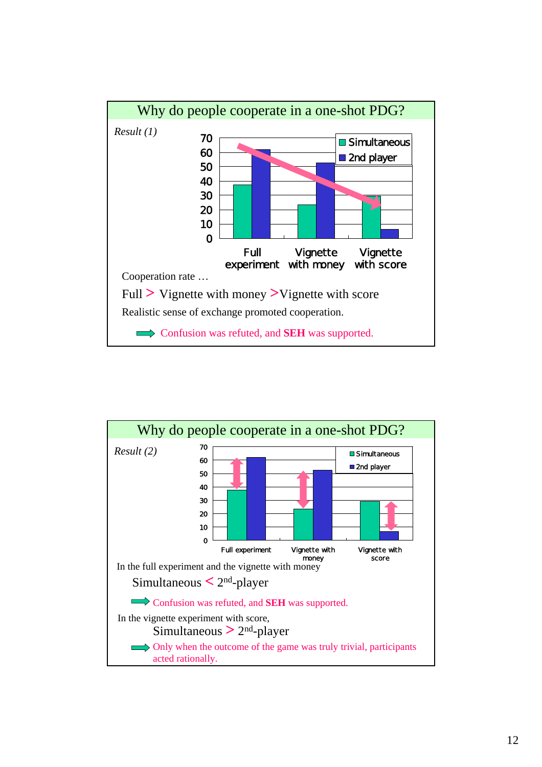## Why do people cooperate in a one-shot PDG?

*Result (1)*

Cooperation rate …

Full > Vignette with money >Vignette with score

Realistic sense of exchange promoted cooperation.

➡ Confusion was refuted, and **SEH** was supported.

## Why do people cooperate in a one-shot PDG?

*Result (2)*

In the full experiment and the vignette with money

Simultaneous < 2nd-player

➡ Confusion was refuted, and **SEH** was supported.

In the vignette experiment with score,

Simultaneous > 2nd-player

➡ Only when the outcome of the game was truly trivial, participants acted rationally.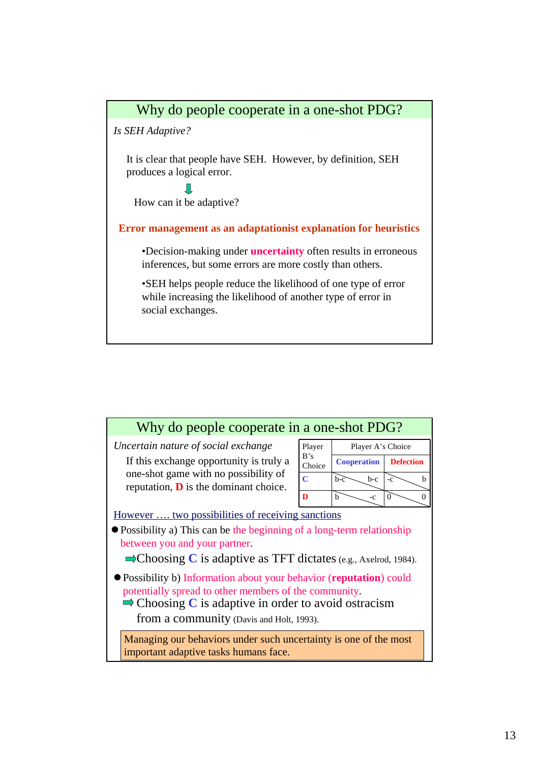## Why do people cooperate in a one-shot PDG?

*Is SEH Adaptive?*

It is clear that people have SEH. However, by definition, SEH produces a logical error.

⇩

How can it be adaptive?

**Error management as an adaptationist explanation for heuristics**

- Decision-making under **uncertainty** often results in erroneous inferences, but some errors are more costly than others.
- SEH helps people reduce the likelihood of one type of error while increasing the likelihood of another type of error in social exchanges.

## Why do people cooperate in a one-shot PDG?

*Uncertain nature of social exchange*

If this exchange opportunity is truly a one-shot game with no possibility of reputation, **D** is the dominant choice.

| Player B's Choice | Player A's Choice | |
|---|---|---|
| | **Cooperation** | **Defection** |
| **C** | b-c / b-c | -c / b |
| **D** | b / -c | 0 / 0 |

However …. two possibilities of receiving sanctions

- Possibility a) This can be the beginning of a long-term relationship between you and your partner.
  ⇨Choosing **C** is adaptive as TFT dictates (e.g., Axelrod, 1984).
- Possibility b) Information about your behavior (**reputation**) could potentially spread to other members of the community.
  ⇨ Choosing **C** is adaptive in order to avoid ostracism from a community (Davis and Holt, 1993).

Managing our behaviors under such uncertainty is one of the most important adaptive tasks humans face.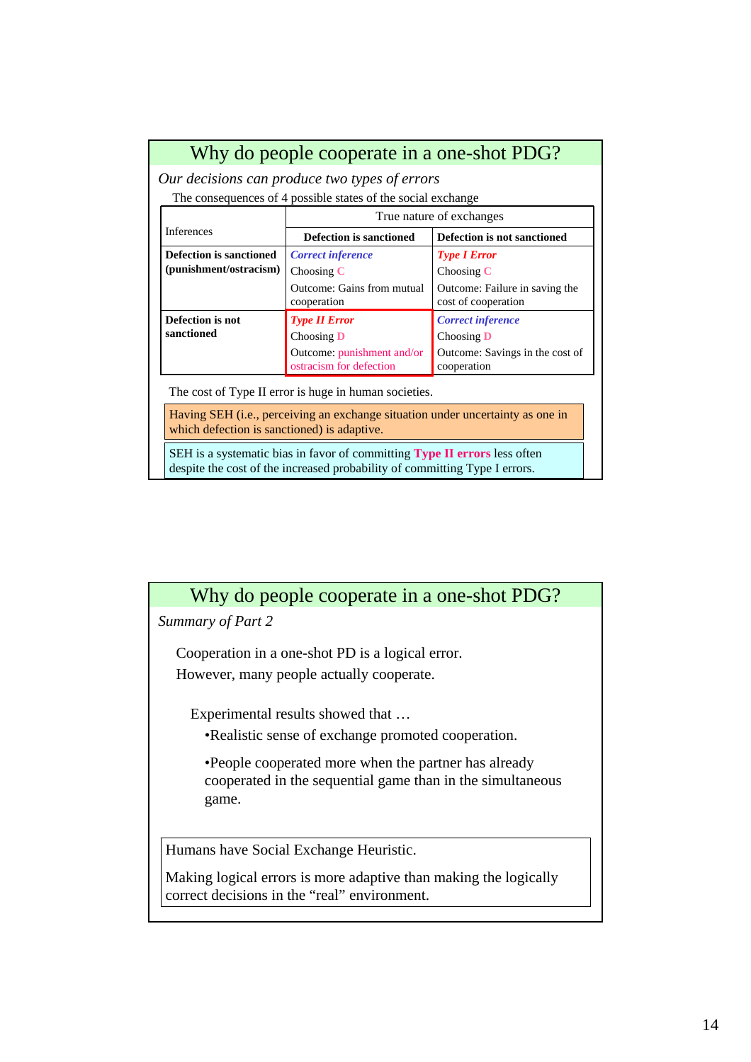## Why do people cooperate in a one-shot PDG?

*Our decisions can produce two types of errors*

The consequences of 4 possible states of the social exchange

| Inferences | True nature of exchanges | |
|---|---|---|
| | **Defection is sanctioned** | **Defection is not sanctioned** |
| **Defection is sanctioned (punishment/ostracism)** | ***Correct inference*** Choosing C Outcome: Gains from mutual cooperation | ***Type I Error*** Choosing C Outcome: Failure in saving the cost of cooperation |
| **Defection is not sanctioned** | ***Type II Error*** Choosing D Outcome: punishment and/or ostracism for defection | ***Correct inference*** Choosing D Outcome: Savings in the cost of cooperation |

The cost of Type II error is huge in human societies.

Having SEH (i.e., perceiving an exchange situation under uncertainty as one in which defection is sanctioned) is adaptive.

SEH is a systematic bias in favor of committing **Type II errors** less often despite the cost of the increased probability of committing Type I errors.

## Why do people cooperate in a one-shot PDG?

*Summary of Part 2*

Cooperation in a one-shot PD is a logical error.
However, many people actually cooperate.

Experimental results showed that …

- Realistic sense of exchange promoted cooperation.
- People cooperated more when the partner has already cooperated in the sequential game than in the simultaneous game.

Humans have Social Exchange Heuristic.

Making logical errors is more adaptive than making the logically correct decisions in the "real" environment.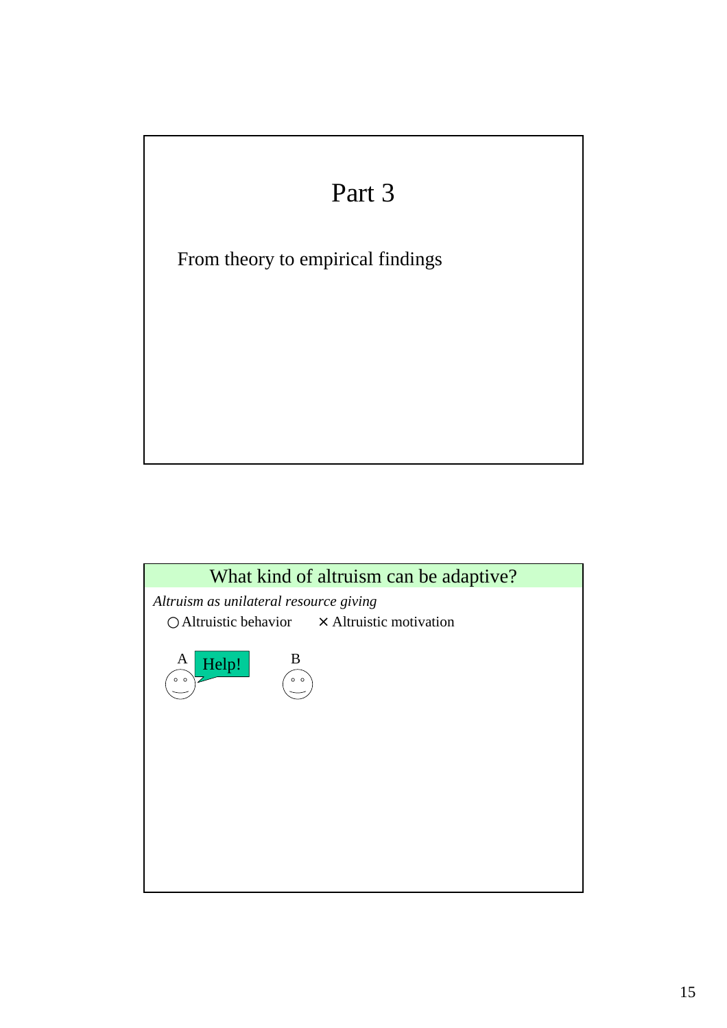# Part 3

From theory to empirical findings

## What kind of altruism can be adaptive?

*Altruism as unilateral resource giving*

○ Altruistic behavior × Altruistic motivation

A Help! B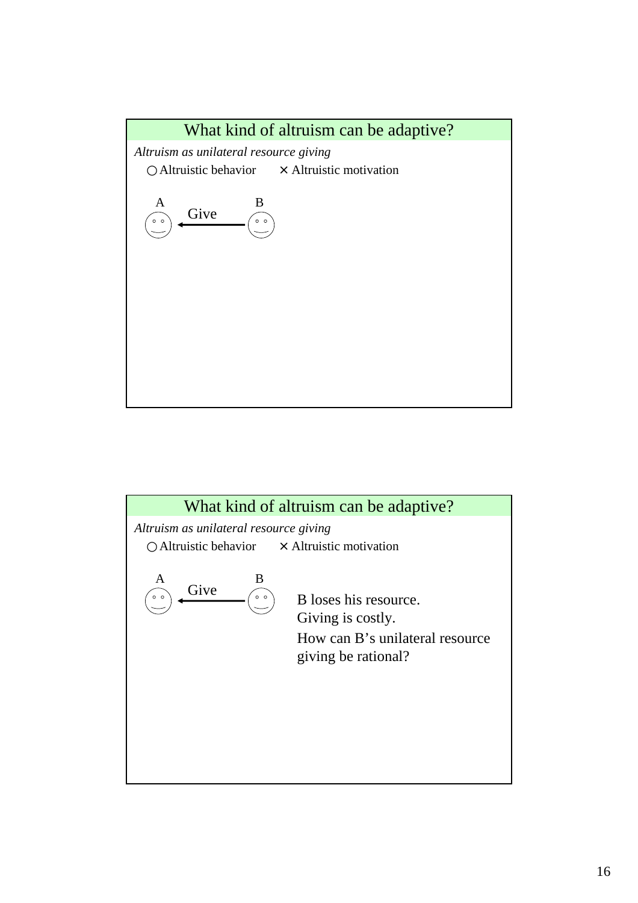## What kind of altruism can be adaptive?

*Altruism as unilateral resource giving*

○ Altruistic behavior ✕ Altruistic motivation

A ← Give — B

## What kind of altruism can be adaptive?

*Altruism as unilateral resource giving*

○ Altruistic behavior ✕ Altruistic motivation

A ← Give — B

B loses his resource.
Giving is costly.
How can B's unilateral resource giving be rational?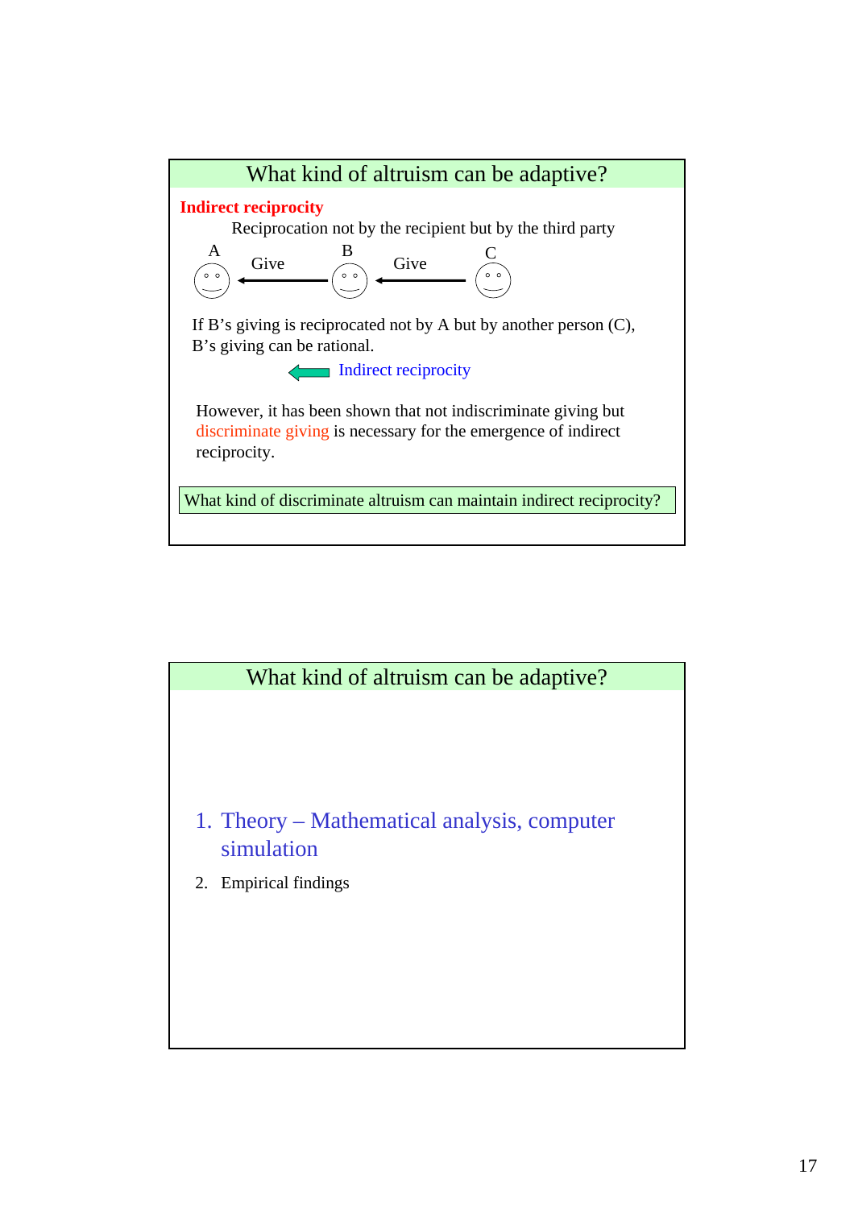## What kind of altruism can be adaptive?

**Indirect reciprocity**

Reciprocation not by the recipient but by the third party

A ← Give — B ← Give — C

If B's giving is reciprocated not by A but by another person (C), B's giving can be rational.

⟸ Indirect reciprocity

However, it has been shown that not indiscriminate giving but discriminate giving is necessary for the emergence of indirect reciprocity.

What kind of discriminate altruism can maintain indirect reciprocity?

## What kind of altruism can be adaptive?

1. Theory – Mathematical analysis, computer simulation
2. Empirical findings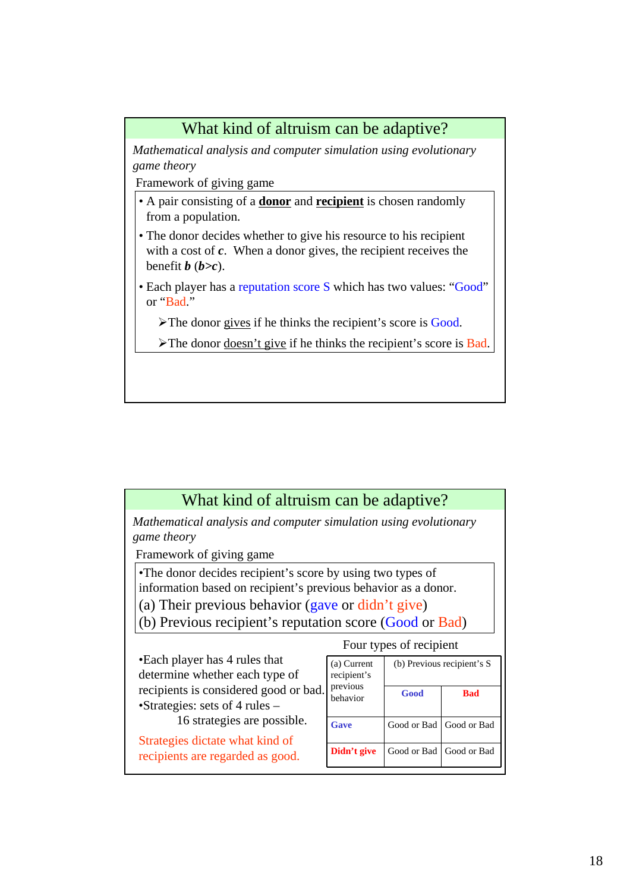## What kind of altruism can be adaptive?

*Mathematical analysis and computer simulation using evolutionary game theory*

Framework of giving game

- A pair consisting of a **donor** and **recipient** is chosen randomly from a population.
- The donor decides whether to give his resource to his recipient with a cost of ***c***. When a donor gives, the recipient receives the benefit ***b*** (***b***>***c***).
- Each player has a reputation score S which has two values: "Good" or "Bad."
  - ➢The donor gives if he thinks the recipient's score is Good.
  - ➢The donor doesn't give if he thinks the recipient's score is Bad.

## What kind of altruism can be adaptive?

*Mathematical analysis and computer simulation using evolutionary game theory*

Framework of giving game

- The donor decides recipient's score by using two types of information based on recipient's previous behavior as a donor.
  - (a) Their previous behavior (gave or didn't give)
  - (b) Previous recipient's reputation score (Good or Bad)

- Each player has 4 rules that determine whether each type of recipients is considered good or bad.
- Strategies: sets of 4 rules – 16 strategies are possible.

Strategies dictate what kind of recipients are regarded as good.

Four types of recipient

| (a) Current recipient's previous behavior | (b) Previous recipient's S | |
|---|---|---|
| | **Good** | **Bad** |
| **Gave** | Good or Bad | Good or Bad |
| **Didn't give** | Good or Bad | Good or Bad |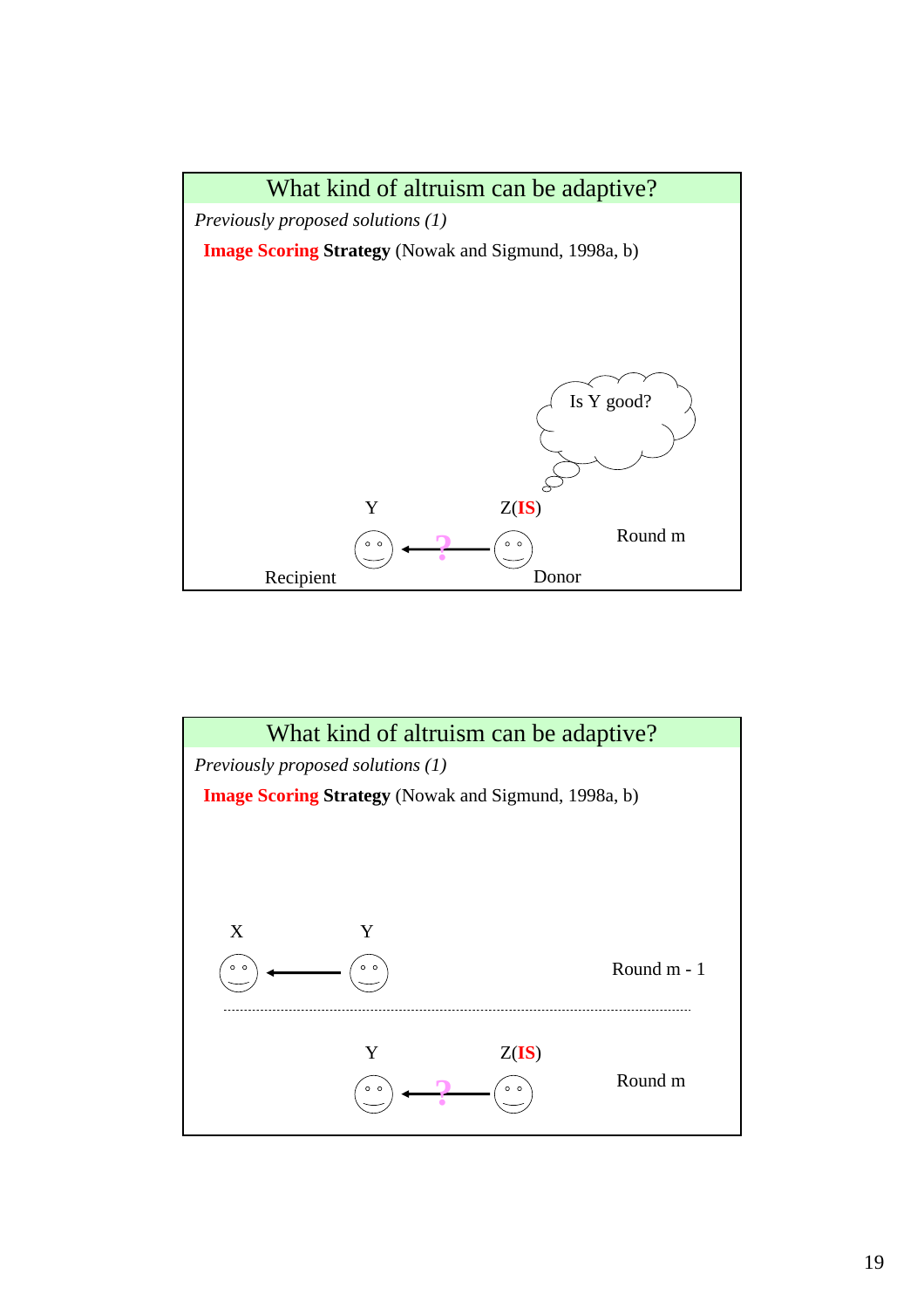## What kind of altruism can be adaptive?

*Previously proposed solutions (1)*

**Image Scoring Strategy** (Nowak and Sigmund, 1998a, b)

Is Y good?

Y — Z(**IS**)

Round m

Recipient — Donor

## What kind of altruism can be adaptive?

*Previously proposed solutions (1)*

**Image Scoring Strategy** (Nowak and Sigmund, 1998a, b)

X — Y

Round m - 1

Y — Z(**IS**)

Round m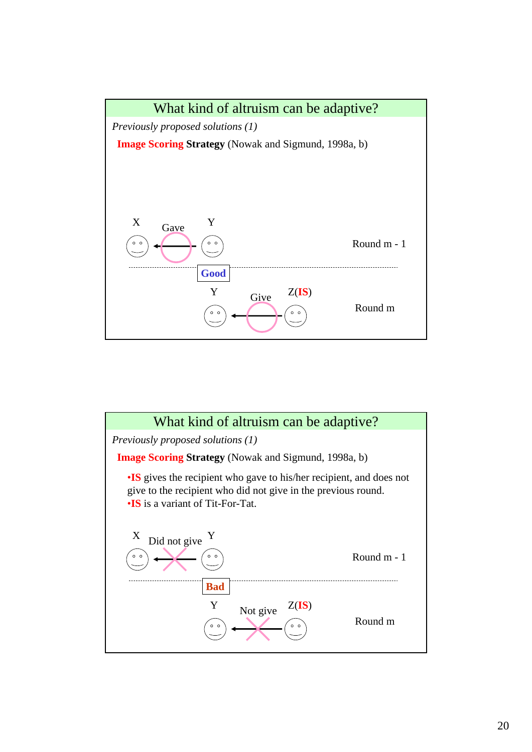## What kind of altruism can be adaptive?

*Previously proposed solutions (1)*

**Image Scoring Strategy** (Nowak and Sigmund, 1998a, b)

X Gave Y — Round m - 1

**Good**

Y Give Z(**IS**) — Round m

## What kind of altruism can be adaptive?

*Previously proposed solutions (1)*

**Image Scoring Strategy** (Nowak and Sigmund, 1998a, b)

- **IS** gives the recipient who gave to his/her recipient, and does not give to the recipient who did not give in the previous round.
- **IS** is a variant of Tit-For-Tat.

X Did not give Y — Round m - 1

**Bad**

Y Not give Z(**IS**) — Round m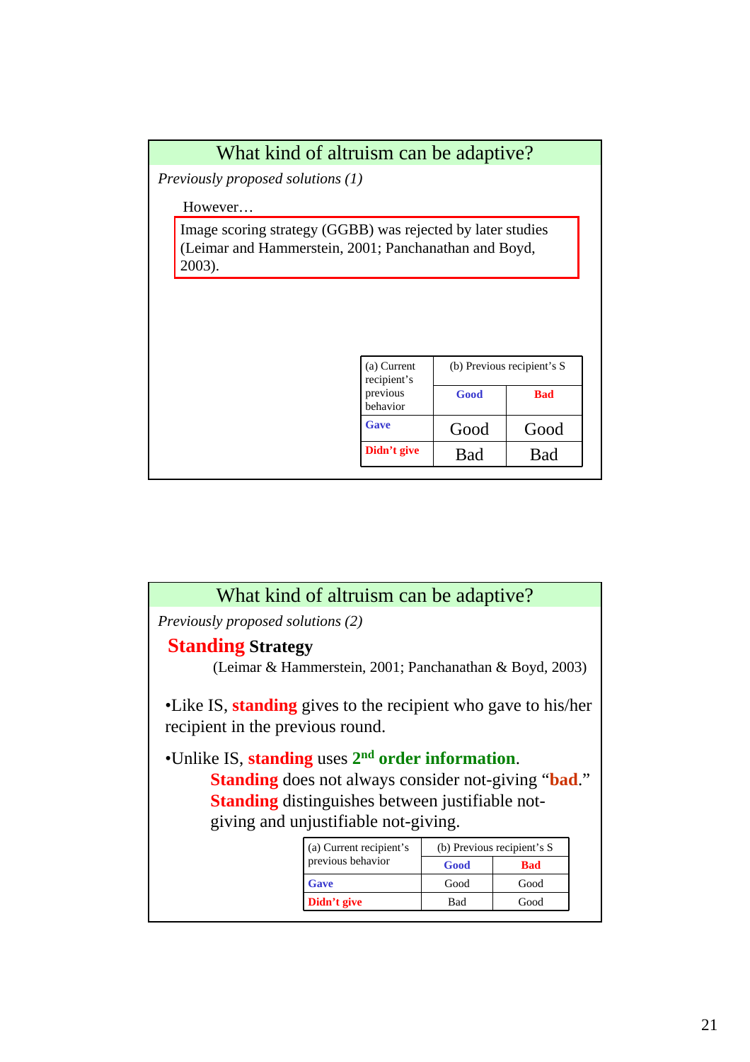## What kind of altruism can be adaptive?

*Previously proposed solutions (1)*

However…

Image scoring strategy (GGBB) was rejected by later studies (Leimar and Hammerstein, 2001; Panchanathan and Boyd, 2003).

| (a) Current recipient's previous behavior | (b) Previous recipient's S | |
|---|---|---|
| | **Good** | **Bad** |
| **Gave** | Good | Good |
| **Didn't give** | Bad | Bad |

## What kind of altruism can be adaptive?

*Previously proposed solutions (2)*

### Standing Strategy

(Leimar & Hammerstein, 2001; Panchanathan & Boyd, 2003)

- Like IS, **standing** gives to the recipient who gave to his/her recipient in the previous round.
- Unlike IS, **standing** uses **2nd order information**.
  - **Standing** does not always consider not-giving "**bad**."
  - **Standing** distinguishes between justifiable not-giving and unjustifiable not-giving.

| (a) Current recipient's previous behavior | (b) Previous recipient's S | |
|---|---|---|
| | **Good** | **Bad** |
| **Gave** | Good | Good |
| **Didn't give** | Bad | Good |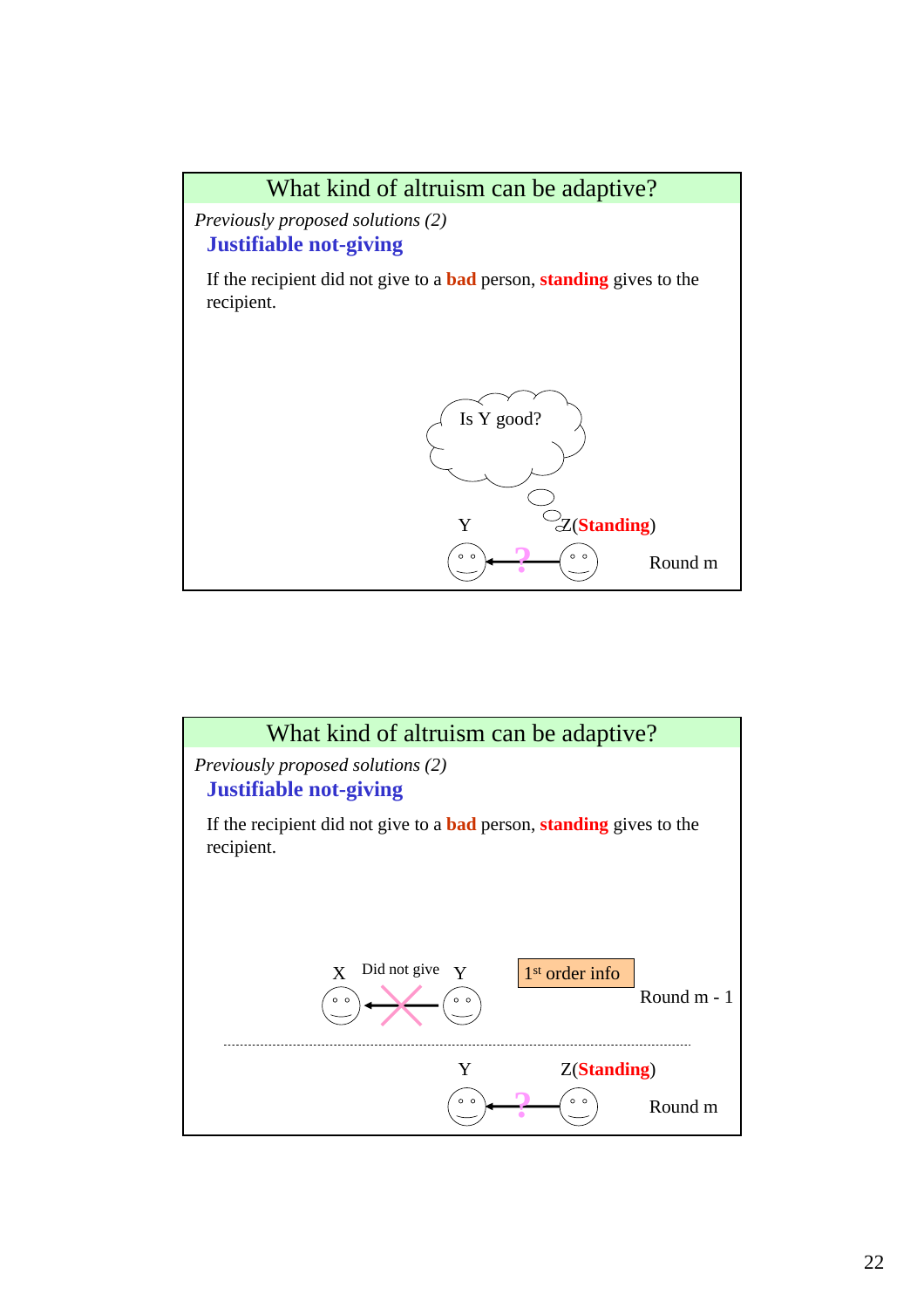## What kind of altruism can be adaptive?

*Previously proposed solutions (2)*

**Justifiable not-giving**

If the recipient did not give to a **bad** person, **standing** gives to the recipient.

Is Y good?

Y

Z(**Standing**)

?

Round m

## What kind of altruism can be adaptive?

*Previously proposed solutions (2)*

**Justifiable not-giving**

If the recipient did not give to a **bad** person, **standing** gives to the recipient.

X Did not give Y

1st order info

Round m - 1

Y

Z(**Standing**)

?

Round m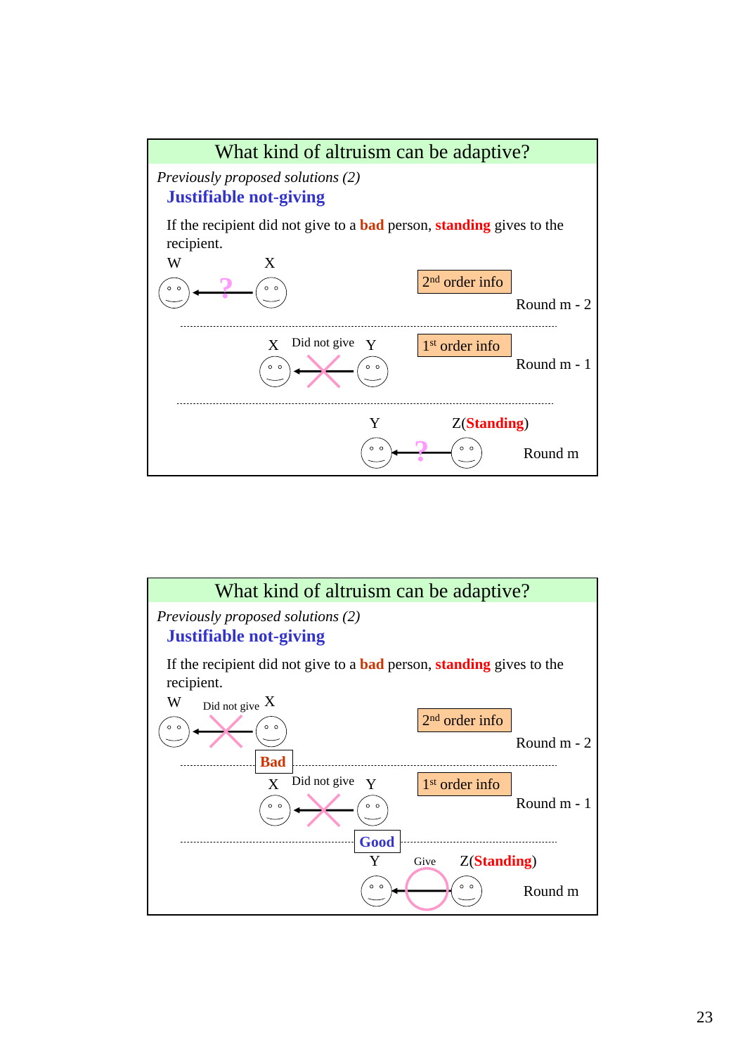## What kind of altruism can be adaptive?

*Previously proposed solutions (2)*

**Justifiable not-giving**

If the recipient did not give to a **bad** person, **standing** gives to the recipient.

W ← ? — X — 2nd order info — Round m - 2

X ← (Did not give) — Y — 1st order info — Round m - 1

Y ← ? — Z(**Standing**) — Round m

## What kind of altruism can be adaptive?

*Previously proposed solutions (2)*

**Justifiable not-giving**

If the recipient did not give to a **bad** person, **standing** gives to the recipient.

W ← (Did not give) — X — 2nd order info — Round m - 2

**Bad**

X ← (Did not give) — Y — 1st order info — Round m - 1

**Good**

Y ← (Give) — Z(**Standing**) — Round m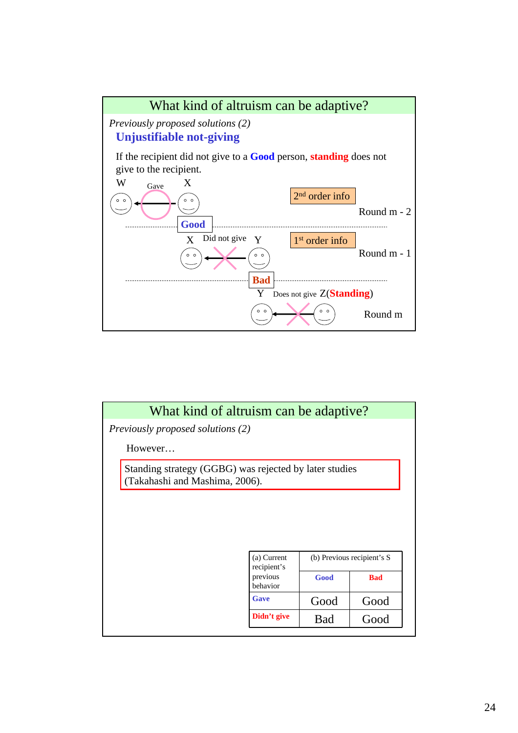## What kind of altruism can be adaptive?

*Previously proposed solutions (2)*

### Unjustifiable not-giving

If the recipient did not give to a **Good** person, **standing** does not give to the recipient.

W — Gave → X — **Good** — 2nd order info — Round m - 2

X — Did not give → Y — **Bad** — 1st order info — Round m - 1

Y — Does not give — Z(**Standing**) — Round m

## What kind of altruism can be adaptive?

*Previously proposed solutions (2)*

However…

Standing strategy (GGBG) was rejected by later studies (Takahashi and Mashima, 2006).

| (a) Current recipient's previous behavior | (b) Previous recipient's S | |
|---|---|---|
| | **Good** | **Bad** |
| **Gave** | Good | Good |
| **Didn't give** | Bad | Good |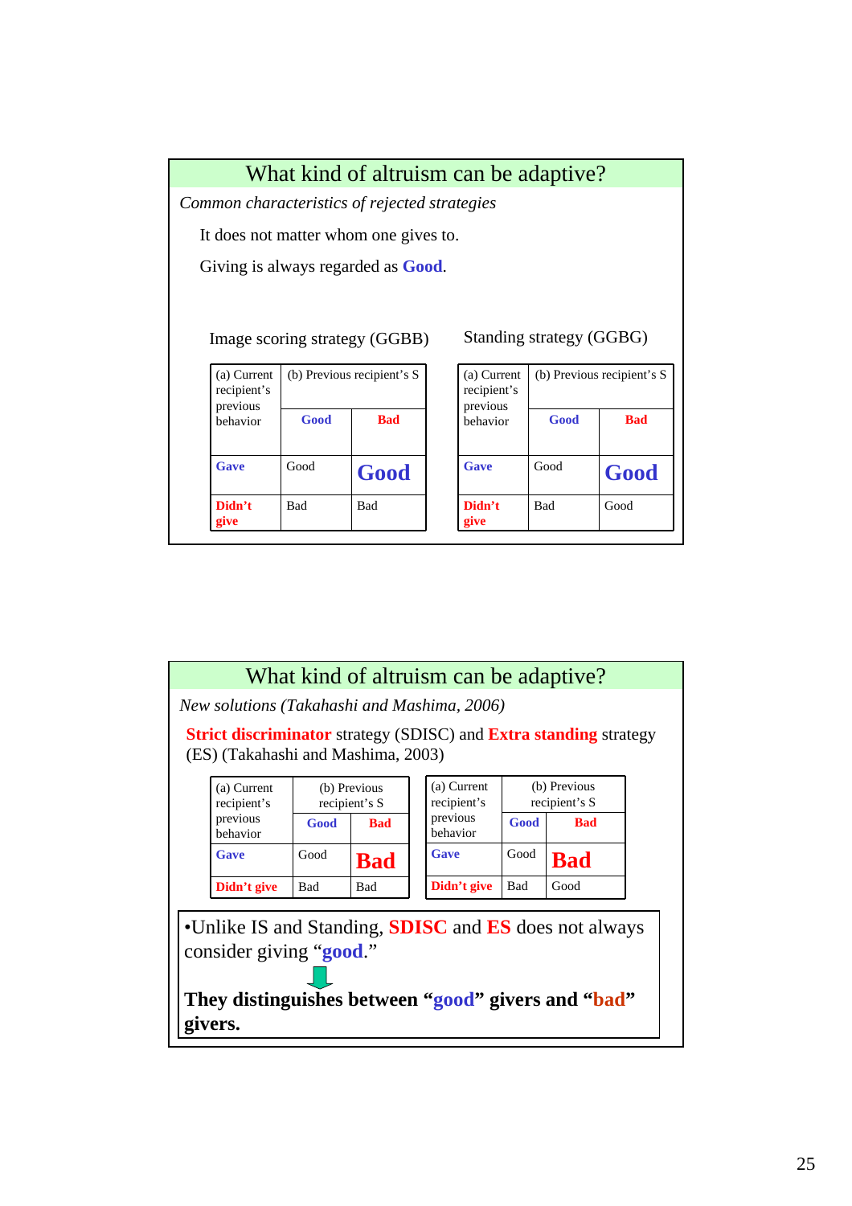## What kind of altruism can be adaptive?

*Common characteristics of rejected strategies*

It does not matter whom one gives to.

Giving is always regarded as **Good**.

Image scoring strategy (GGBB)

| (a) Current recipient's previous behavior | (b) Previous recipient's S | |
|---|---|---|
| | **Good** | **Bad** |
| **Gave** | Good | **Good** |
| **Didn't give** | Bad | Bad |

Standing strategy (GGBG)

| (a) Current recipient's previous behavior | (b) Previous recipient's S | |
|---|---|---|
| | **Good** | **Bad** |
| **Gave** | Good | **Good** |
| **Didn't give** | Bad | Good |

## What kind of altruism can be adaptive?

*New solutions (Takahashi and Mashima, 2006)*

**Strict discriminator** strategy (SDISC) and **Extra standing** strategy (ES) (Takahashi and Mashima, 2003)

| (a) Current recipient's previous behavior | (b) Previous recipient's S | |
|---|---|---|
| | **Good** | **Bad** |
| **Gave** | Good | **Bad** |
| **Didn't give** | Bad | Bad |

| (a) Current recipient's previous behavior | (b) Previous recipient's S | |
|---|---|---|
| | **Good** | **Bad** |
| **Gave** | Good | **Bad** |
| **Didn't give** | Bad | Good |

- Unlike IS and Standing, **SDISC** and **ES** does not always consider giving "**good**."

⇓

**They distinguishes between "good" givers and "bad" givers.**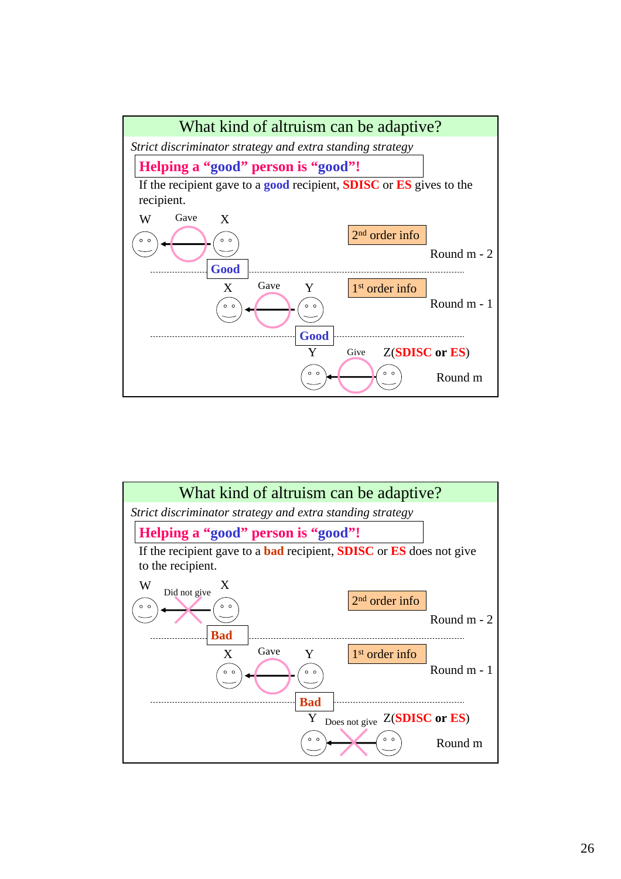## What kind of altruism can be adaptive?

*Strict discriminator strategy and extra standing strategy*

**Helping a “good” person is “good”!**

If the recipient gave to a **good** recipient, **SDISC** or **ES** gives to the recipient.

W Gave X — 2nd order info — Round m - 2

**Good**

X Gave Y — 1st order info — Round m - 1

**Good**

Y Give Z(**SDISC or ES**) — Round m

---

## What kind of altruism can be adaptive?

*Strict discriminator strategy and extra standing strategy*

**Helping a “good” person is “good”!**

If the recipient gave to a **bad** recipient, **SDISC** or **ES** does not give to the recipient.

W Did not give X — 2nd order info — Round m - 2

**Bad**

X Gave Y — 1st order info — Round m - 1

**Bad**

Y Does not give Z(**SDISC or ES**) — Round m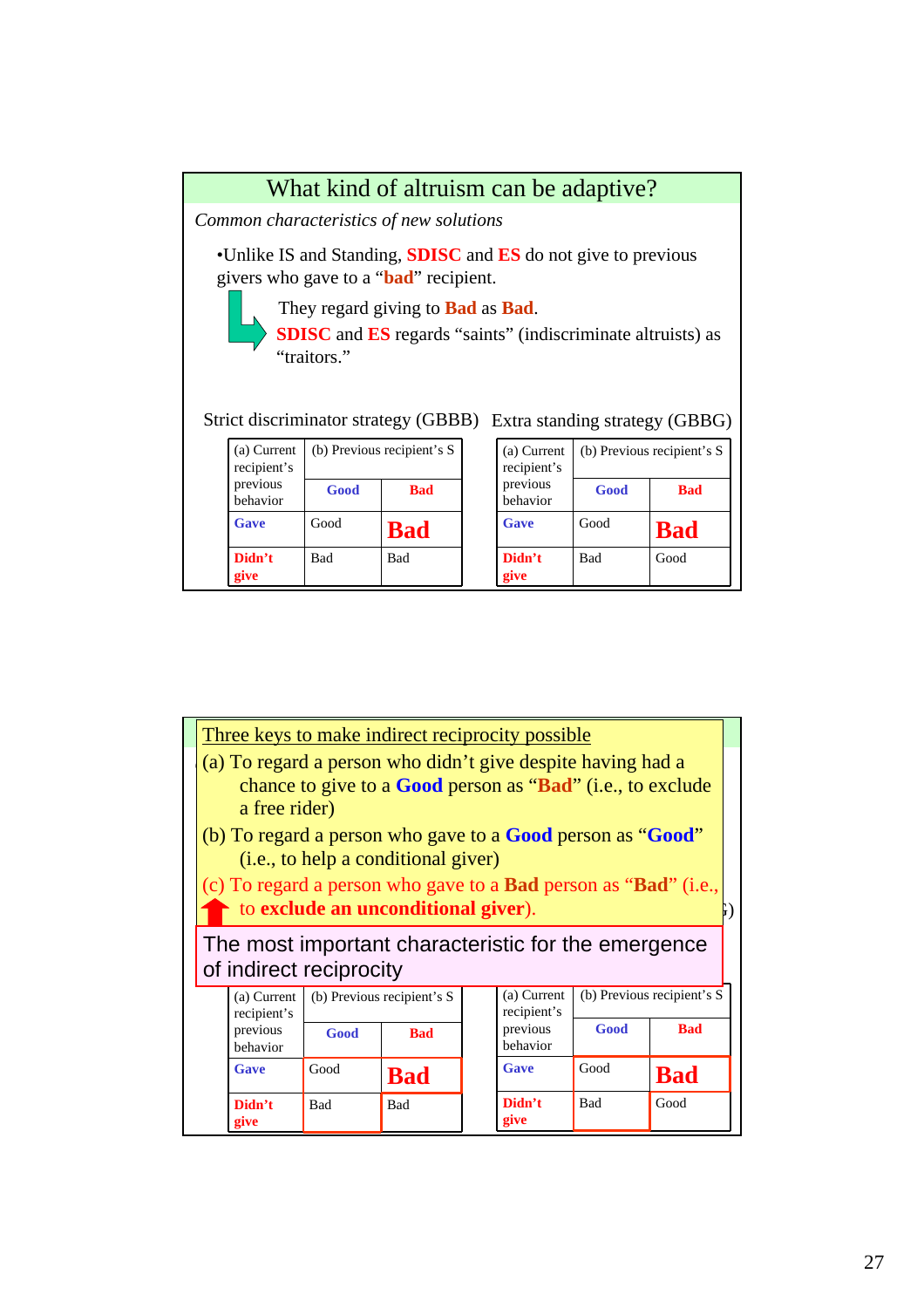## What kind of altruism can be adaptive?

*Common characteristics of new solutions*

- Unlike IS and Standing, **SDISC** and **ES** do not give to previous givers who gave to a "**bad**" recipient.

They regard giving to **Bad** as **Bad**.

**SDISC** and **ES** regards "saints" (indiscriminate altruists) as "traitors."

Strict discriminator strategy (GBBB)

| (a) Current recipient's previous behavior | (b) Previous recipient's S | |
|---|---|---|
| | **Good** | **Bad** |
| **Gave** | Good | **Bad** |
| **Didn't give** | Bad | Bad |

Extra standing strategy (GBBG)

| (a) Current recipient's previous behavior | (b) Previous recipient's S | |
|---|---|---|
| | **Good** | **Bad** |
| **Gave** | Good | **Bad** |
| **Didn't give** | Bad | Good |

## Three keys to make indirect reciprocity possible

(a) To regard a person who didn't give despite having had a chance to give to a **Good** person as "**Bad**" (i.e., to exclude a free rider)

(b) To regard a person who gave to a **Good** person as "**Good**" (i.e., to help a conditional giver)

(c) To regard a person who gave to a **Bad** person as "**Bad**" (i.e., to **exclude an unconditional giver**).

The most important characteristic for the emergence of indirect reciprocity

| (a) Current recipient's previous behavior | (b) Previous recipient's S | |
|---|---|---|
| | **Good** | **Bad** |
| **Gave** | Good | **Bad** |
| **Didn't give** | Bad | Bad |

| (a) Current recipient's previous behavior | (b) Previous recipient's S | |
|---|---|---|
| | **Good** | **Bad** |
| **Gave** | Good | **Bad** |
| **Didn't give** | Bad | Good |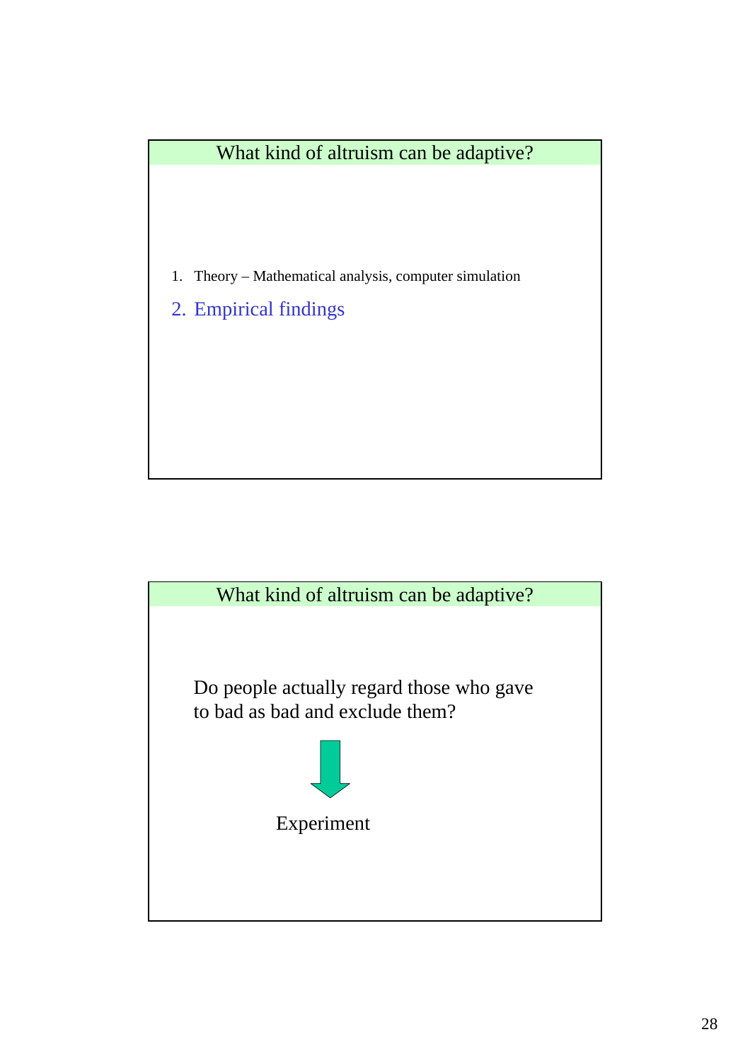## What kind of altruism can be adaptive?

1. Theory – Mathematical analysis, computer simulation
2. Empirical findings

## What kind of altruism can be adaptive?

Do people actually regard those who gave to bad as bad and exclude them?

↓

Experiment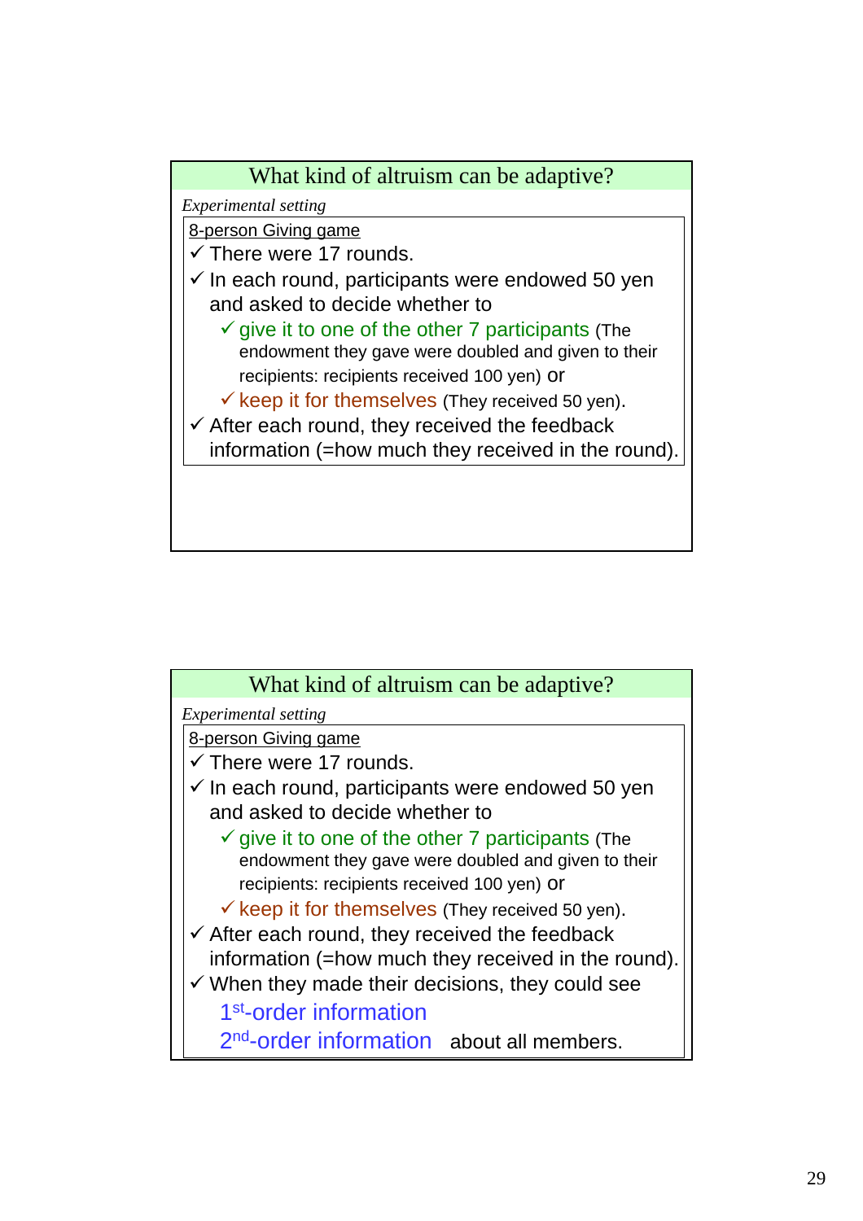## What kind of altruism can be adaptive?

*Experimental setting*

8-person Giving game

- ✓ There were 17 rounds.
- ✓ In each round, participants were endowed 50 yen and asked to decide whether to
  - ✓ give it to one of the other 7 participants (The endowment they gave were doubled and given to their recipients: recipients received 100 yen) or
  - ✓ keep it for themselves (They received 50 yen).
- ✓ After each round, they received the feedback information (=how much they received in the round).

## What kind of altruism can be adaptive?

*Experimental setting*

8-person Giving game

- ✓ There were 17 rounds.
- ✓ In each round, participants were endowed 50 yen and asked to decide whether to
  - ✓ give it to one of the other 7 participants (The endowment they gave were doubled and given to their recipients: recipients received 100 yen) or
  - ✓ keep it for themselves (They received 50 yen).
- ✓ After each round, they received the feedback information (=how much they received in the round).
- ✓ When they made their decisions, they could see
  
  1st-order information
  
  2nd-order information about all members.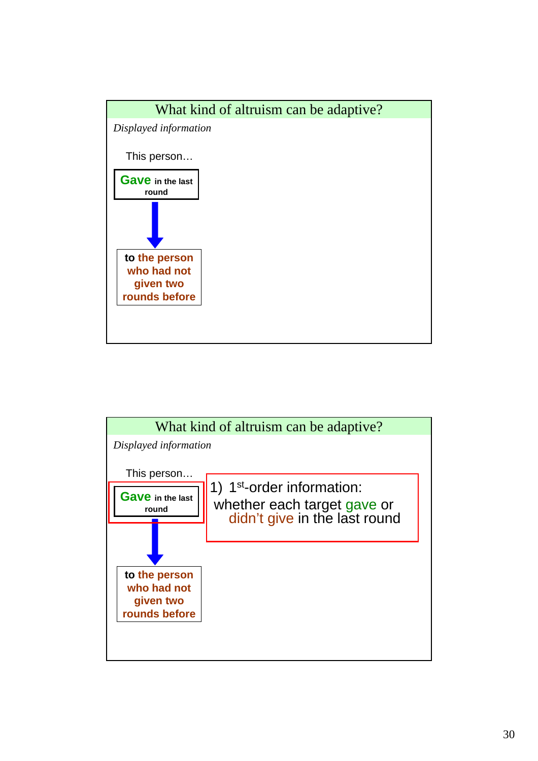## What kind of altruism can be adaptive?

*Displayed information*

This person…

**Gave** **in the last round**

**to the person who had not given two rounds before**

## What kind of altruism can be adaptive?

*Displayed information*

This person…

**Gave** **in the last round**

**to the person who had not given two rounds before**

1) 1st-order information: whether each target gave or didn't give in the last round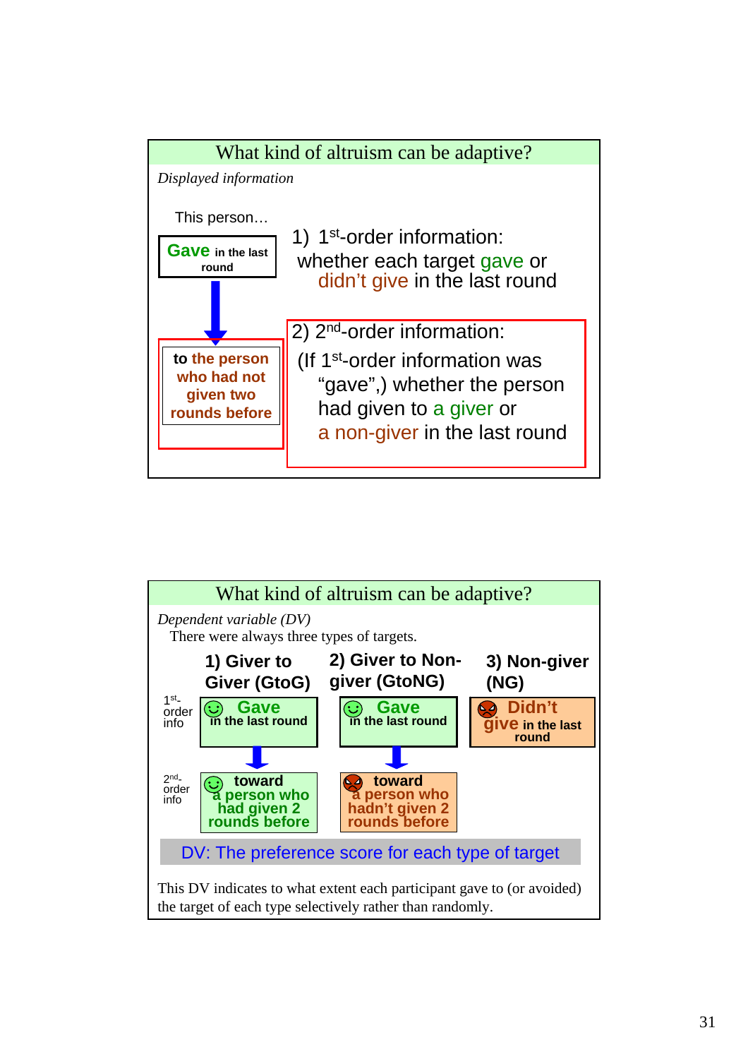## What kind of altruism can be adaptive?

*Displayed information*

This person…

**Gave** in the last round

↓

**to the person who had not given two rounds before**

1) 1st-order information: whether each target gave or didn't give in the last round

2) 2nd-order information: (If 1st-order information was "gave",) whether the person had given to a giver or a non-giver in the last round

## What kind of altruism can be adaptive?

*Dependent variable (DV)*

There were always three types of targets.

| | 1) Giver to Giver (GtoG) | 2) Giver to Non-giver (GtoNG) | 3) Non-giver (NG) |
|---|---|---|---|
| 1st-order info | Gave in the last round | Gave in the last round | Didn't give in the last round |
| 2nd-order info | toward a person who had given 2 rounds before | toward a person who hadn't given 2 rounds before | |

DV: The preference score for each type of target

This DV indicates to what extent each participant gave to (or avoided) the target of each type selectively rather than randomly.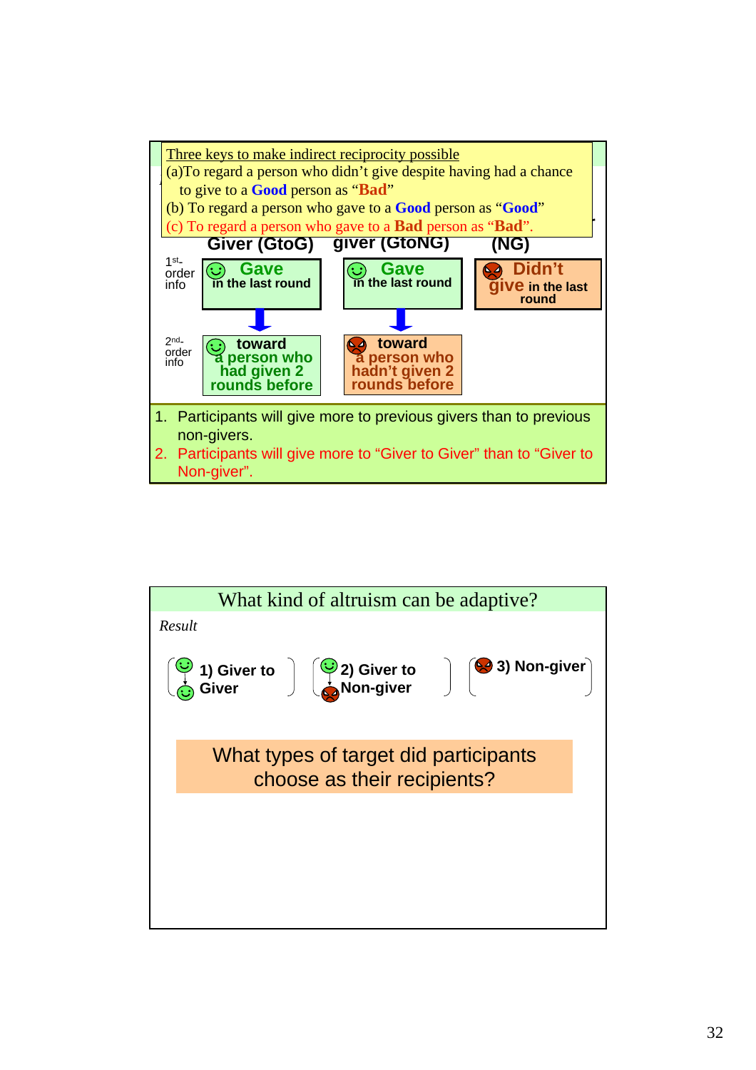Three keys to make indirect reciprocity possible

(a) To regard a person who didn't give despite having had a chance to give to a **Good** person as "**Bad**"

(b) To regard a person who gave to a **Good** person as "**Good**"

(c) To regard a person who gave to a **Bad** person as "**Bad**".

| | Giver (GtoG) | giver (GtoNG) | (NG) |
|---|---|---|---|
| 1st-order info | Gave in the last round | Gave in the last round | Didn't give in the last round |
| 2nd-order info | toward a person who had given 2 rounds before | toward a person who hadn't given 2 rounds before | |

1. Participants will give more to previous givers than to previous non-givers.
2. Participants will give more to "Giver to Giver" than to "Giver to Non-giver".

## What kind of altruism can be adaptive?

*Result*

1) Giver to Giver

2) Giver to Non-giver

3) Non-giver

What types of target did participants choose as their recipients?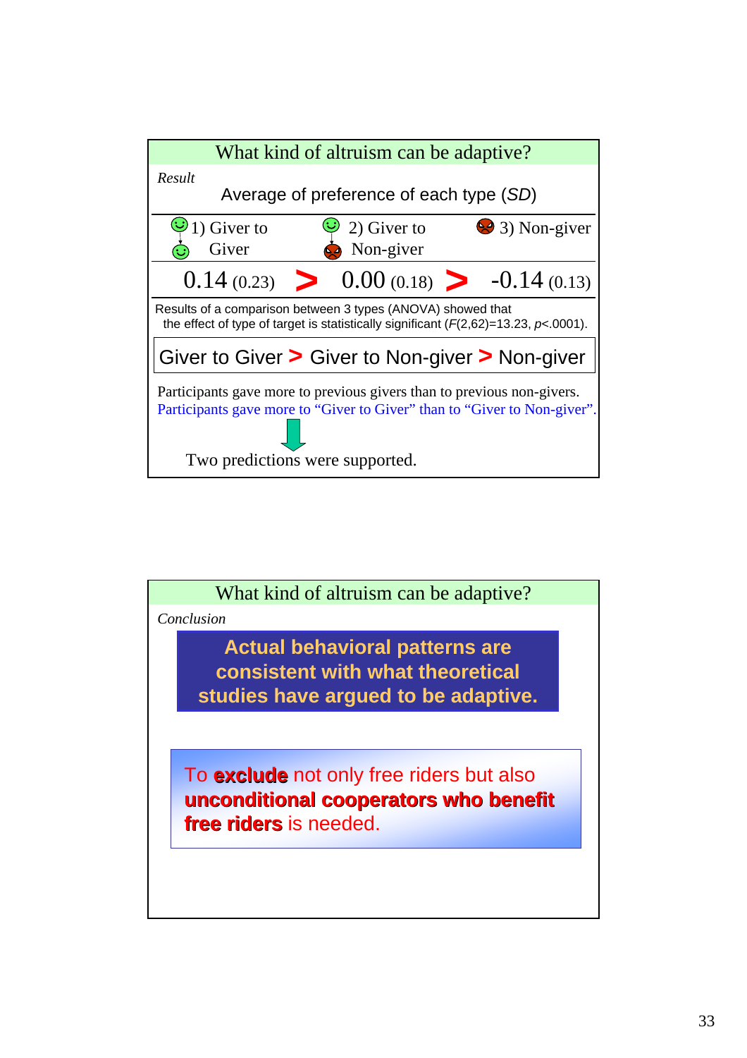## What kind of altruism can be adaptive?

*Result*

Average of preference of each type (*SD*)

| 1) Giver to Giver | | 2) Giver to Non-giver | | 3) Non-giver |
|---|---|---|---|---|
| 0.14 (0.23) | > | 0.00 (0.18) | > | -0.14 (0.13) |

Results of a comparison between 3 types (ANOVA) showed that the effect of type of target is statistically significant ($F(2,62)=13.23$, $p<.0001$).

**Giver to Giver > Giver to Non-giver > Non-giver**

Participants gave more to previous givers than to previous non-givers.
Participants gave more to "Giver to Giver" than to "Giver to Non-giver".

Two predictions were supported.

## What kind of altruism can be adaptive?

*Conclusion*

**Actual behavioral patterns are consistent with what theoretical studies have argued to be adaptive.**

To **exclude** not only free riders but also **unconditional cooperators who benefit free riders** is needed.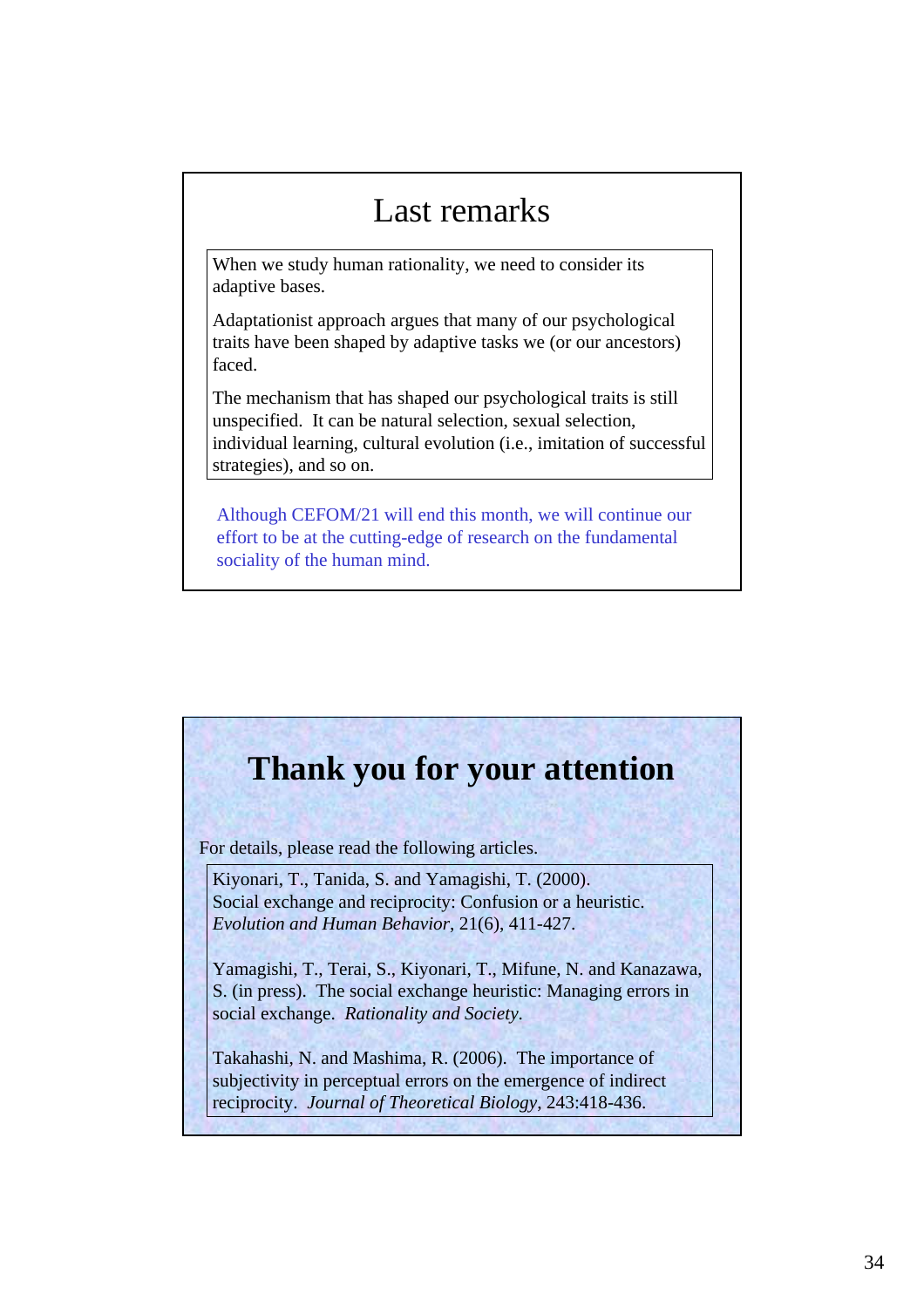# Last remarks

When we study human rationality, we need to consider its adaptive bases.

Adaptationist approach argues that many of our psychological traits have been shaped by adaptive tasks we (or our ancestors) faced.

The mechanism that has shaped our psychological traits is still unspecified. It can be natural selection, sexual selection, individual learning, cultural evolution (i.e., imitation of successful strategies), and so on.

Although CEFOM/21 will end this month, we will continue our effort to be at the cutting-edge of research on the fundamental sociality of the human mind.

# Thank you for your attention

For details, please read the following articles.

Kiyonari, T., Tanida, S. and Yamagishi, T. (2000). Social exchange and reciprocity: Confusion or a heuristic. *Evolution and Human Behavior*, 21(6), 411-427.

Yamagishi, T., Terai, S., Kiyonari, T., Mifune, N. and Kanazawa, S. (in press). The social exchange heuristic: Managing errors in social exchange. *Rationality and Society.*

Takahashi, N. and Mashima, R. (2006). The importance of subjectivity in perceptual errors on the emergence of indirect reciprocity. *Journal of Theoretical Biology*, 243:418-436.